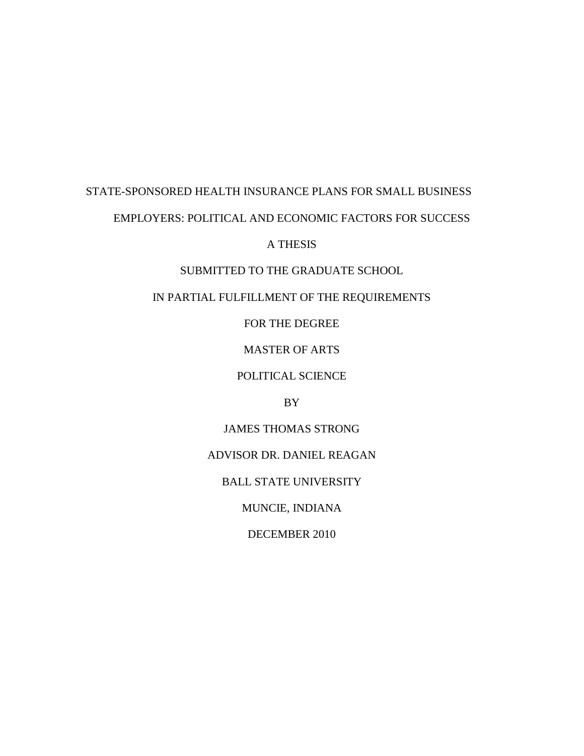# STATE-SPONSORED HEALTH INSURANCE PLANS FOR SMALL BUSINESS EMPLOYERS: POLITICAL AND ECONOMIC FACTORS FOR SUCCESS

A THESIS

SUBMITTED TO THE GRADUATE SCHOOL

IN PARTIAL FULFILLMENT OF THE REQUIREMENTS

FOR THE DEGREE

MASTER OF ARTS

POLITICAL SCIENCE

BY

JAMES THOMAS STRONG

ADVISOR DR. DANIEL REAGAN

BALL STATE UNIVERSITY

MUNCIE, INDIANA

DECEMBER 2010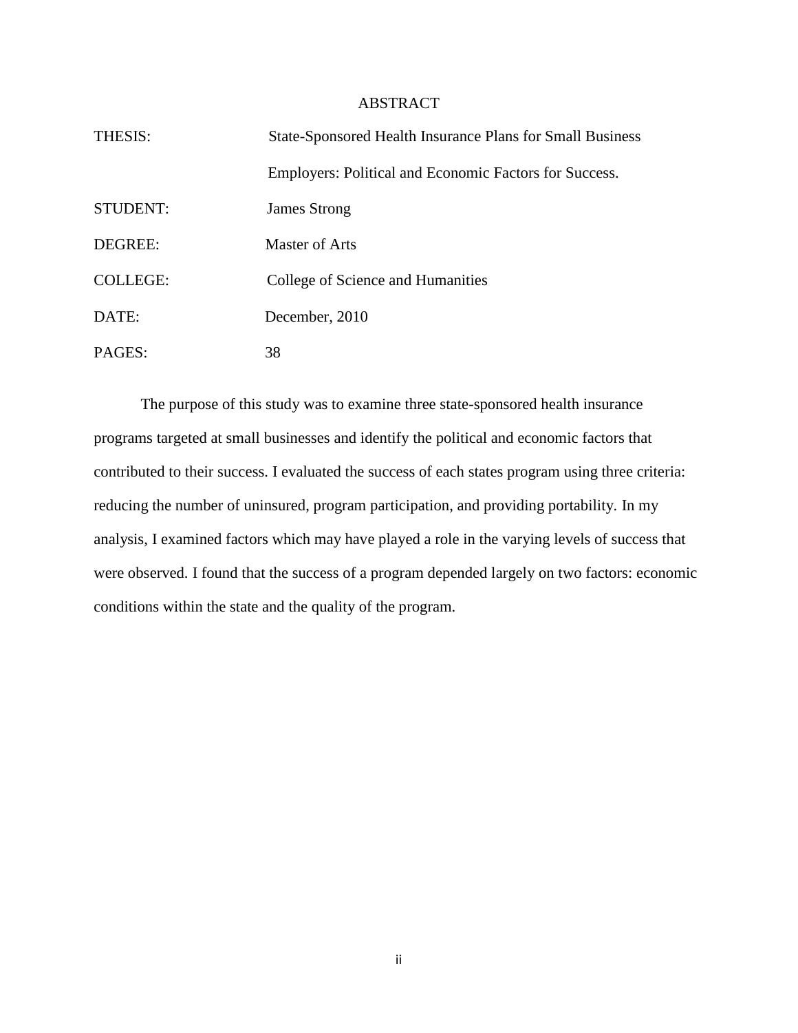# ABSTRACT

| | |
|---|---|
| THESIS: | State-Sponsored Health Insurance Plans for Small Business Employers: Political and Economic Factors for Success. |
| STUDENT: | James Strong |
| DEGREE: | Master of Arts |
| COLLEGE: | College of Science and Humanities |
| DATE: | December, 2010 |
| PAGES: | 38 |

The purpose of this study was to examine three state-sponsored health insurance programs targeted at small businesses and identify the political and economic factors that contributed to their success. I evaluated the success of each states program using three criteria: reducing the number of uninsured, program participation, and providing portability. In my analysis, I examined factors which may have played a role in the varying levels of success that were observed. I found that the success of a program depended largely on two factors: economic conditions within the state and the quality of the program.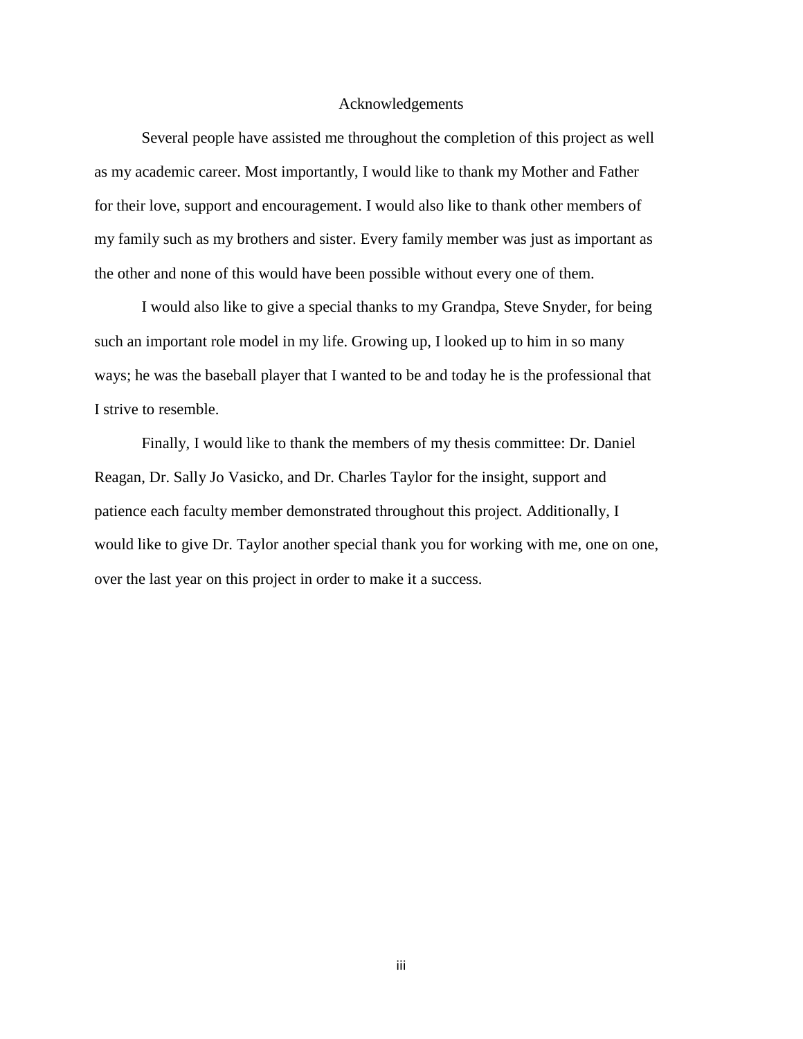# Acknowledgements

Several people have assisted me throughout the completion of this project as well as my academic career. Most importantly, I would like to thank my Mother and Father for their love, support and encouragement. I would also like to thank other members of my family such as my brothers and sister. Every family member was just as important as the other and none of this would have been possible without every one of them.

I would also like to give a special thanks to my Grandpa, Steve Snyder, for being such an important role model in my life. Growing up, I looked up to him in so many ways; he was the baseball player that I wanted to be and today he is the professional that I strive to resemble.

Finally, I would like to thank the members of my thesis committee: Dr. Daniel Reagan, Dr. Sally Jo Vasicko, and Dr. Charles Taylor for the insight, support and patience each faculty member demonstrated throughout this project. Additionally, I would like to give Dr. Taylor another special thank you for working with me, one on one, over the last year on this project in order to make it a success.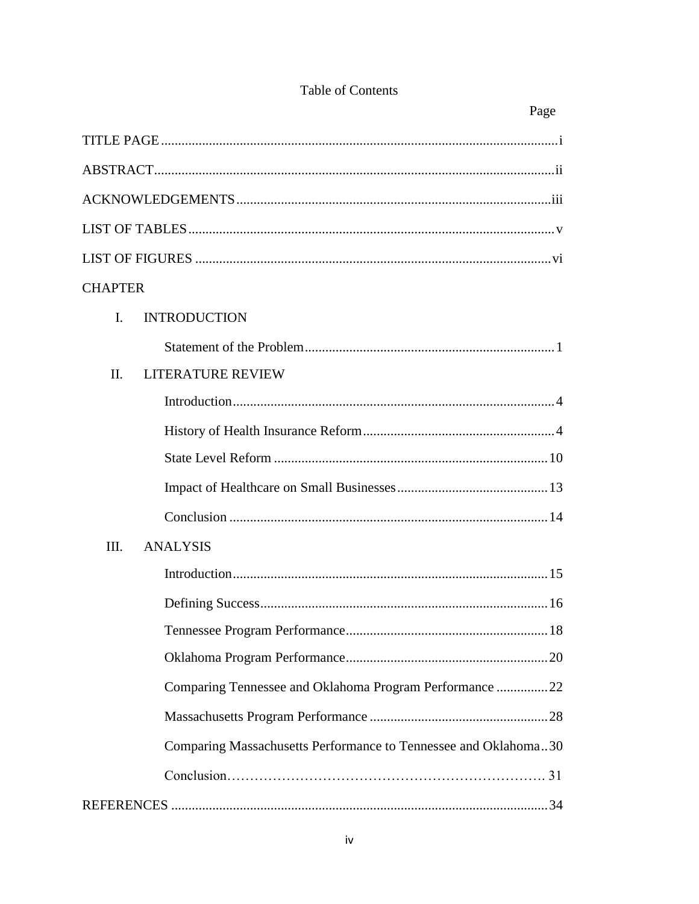# Table of Contents

| | Page |
|---|---|
| TITLE PAGE | i |
| ABSTRACT | ii |
| ACKNOWLEDGEMENTS | iii |
| LIST OF TABLES | v |
| LIST OF FIGURES | vi |
| CHAPTER | |
| I. INTRODUCTION | |
| Statement of the Problem | 1 |
| II. LITERATURE REVIEW | |
| Introduction | 4 |
| History of Health Insurance Reform | 4 |
| State Level Reform | 10 |
| Impact of Healthcare on Small Businesses | 13 |
| Conclusion | 14 |
| III. ANALYSIS | |
| Introduction | 15 |
| Defining Success | 16 |
| Tennessee Program Performance | 18 |
| Oklahoma Program Performance | 20 |
| Comparing Tennessee and Oklahoma Program Performance | 22 |
| Massachusetts Program Performance | 28 |
| Comparing Massachusetts Performance to Tennessee and Oklahoma | 30 |
| Conclusion | 31 |
| REFERENCES | 34 |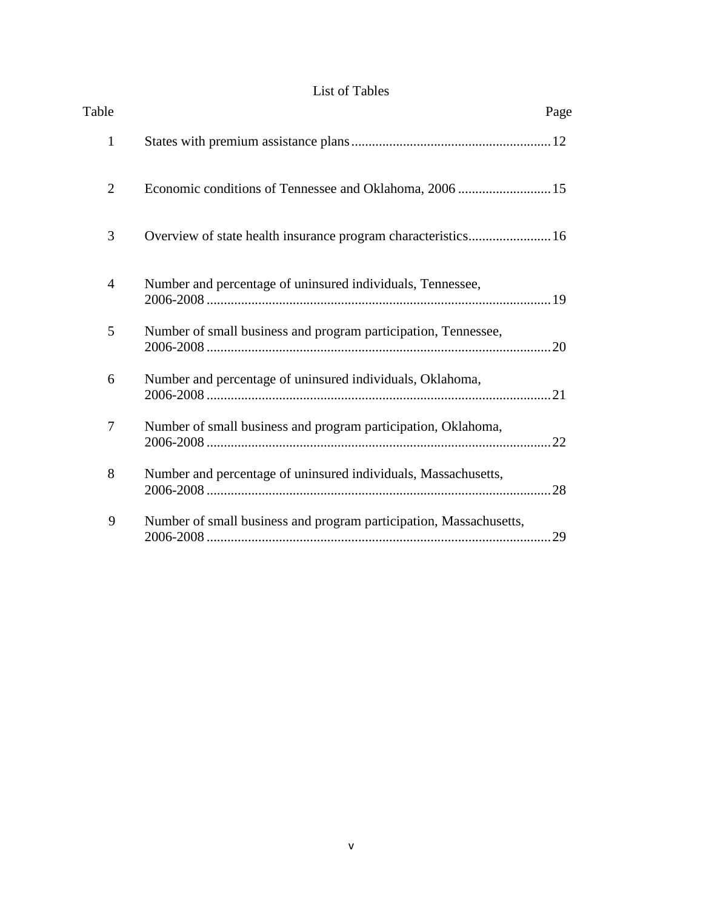# List of Tables

| Table | | Page |
|---|---|---|
| 1 | States with premium assistance plans | 12 |
| 2 | Economic conditions of Tennessee and Oklahoma, 2006 | 15 |
| 3 | Overview of state health insurance program characteristics | 16 |
| 4 | Number and percentage of uninsured individuals, Tennessee, 2006-2008 | 19 |
| 5 | Number of small business and program participation, Tennessee, 2006-2008 | 20 |
| 6 | Number and percentage of uninsured individuals, Oklahoma, 2006-2008 | 21 |
| 7 | Number of small business and program participation, Oklahoma, 2006-2008 | 22 |
| 8 | Number and percentage of uninsured individuals, Massachusetts, 2006-2008 | 28 |
| 9 | Number of small business and program participation, Massachusetts, 2006-2008 | 29 |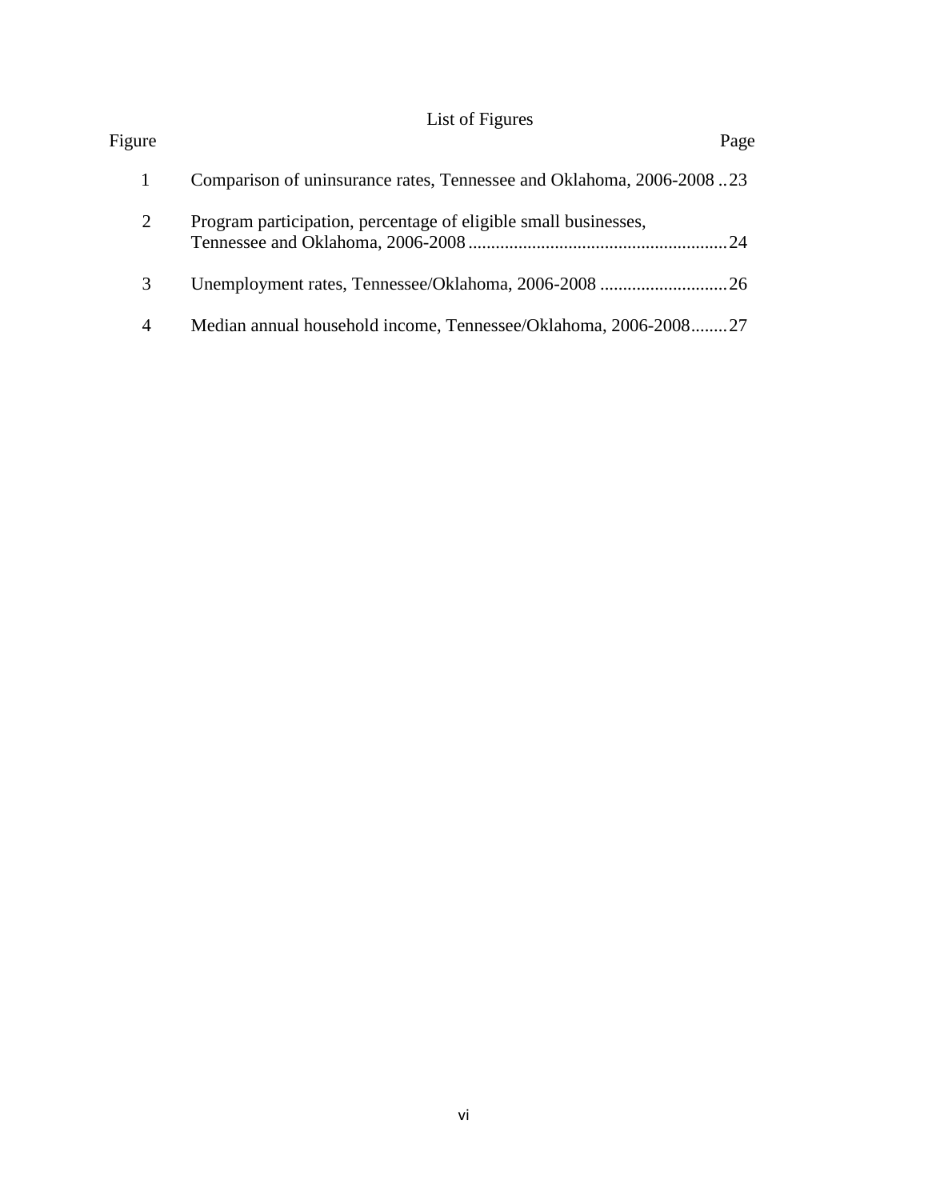# List of Figures

| Figure | | Page |
|---|---|---|
| 1 | Comparison of uninsurance rates, Tennessee and Oklahoma, 2006-2008 | 23 |
| 2 | Program participation, percentage of eligible small businesses, Tennessee and Oklahoma, 2006-2008 | 24 |
| 3 | Unemployment rates, Tennessee/Oklahoma, 2006-2008 | 26 |
| 4 | Median annual household income, Tennessee/Oklahoma, 2006-2008 | 27 |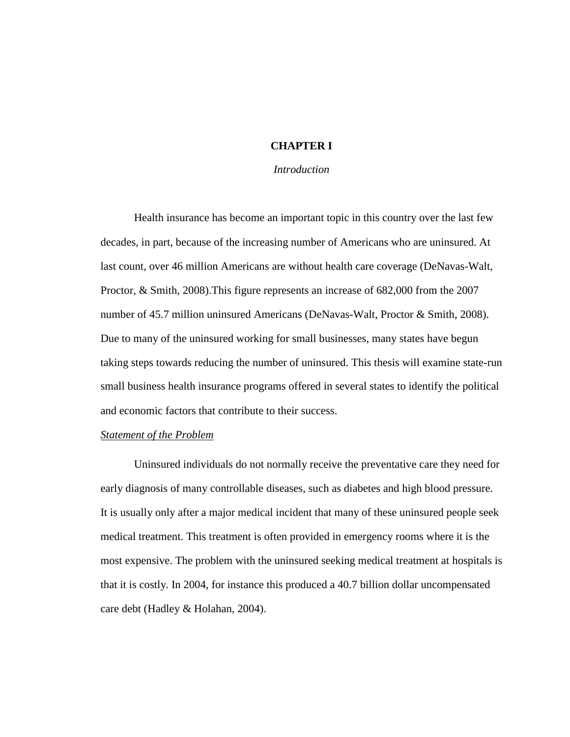# CHAPTER I

## *Introduction*

Health insurance has become an important topic in this country over the last few decades, in part, because of the increasing number of Americans who are uninsured. At last count, over 46 million Americans are without health care coverage (DeNavas-Walt, Proctor, & Smith, 2008).This figure represents an increase of 682,000 from the 2007 number of 45.7 million uninsured Americans (DeNavas-Walt, Proctor & Smith, 2008). Due to many of the uninsured working for small businesses, many states have begun taking steps towards reducing the number of uninsured. This thesis will examine state-run small business health insurance programs offered in several states to identify the political and economic factors that contribute to their success.

### *Statement of the Problem*

Uninsured individuals do not normally receive the preventative care they need for early diagnosis of many controllable diseases, such as diabetes and high blood pressure. It is usually only after a major medical incident that many of these uninsured people seek medical treatment. This treatment is often provided in emergency rooms where it is the most expensive. The problem with the uninsured seeking medical treatment at hospitals is that it is costly. In 2004, for instance this produced a 40.7 billion dollar uncompensated care debt (Hadley & Holahan, 2004).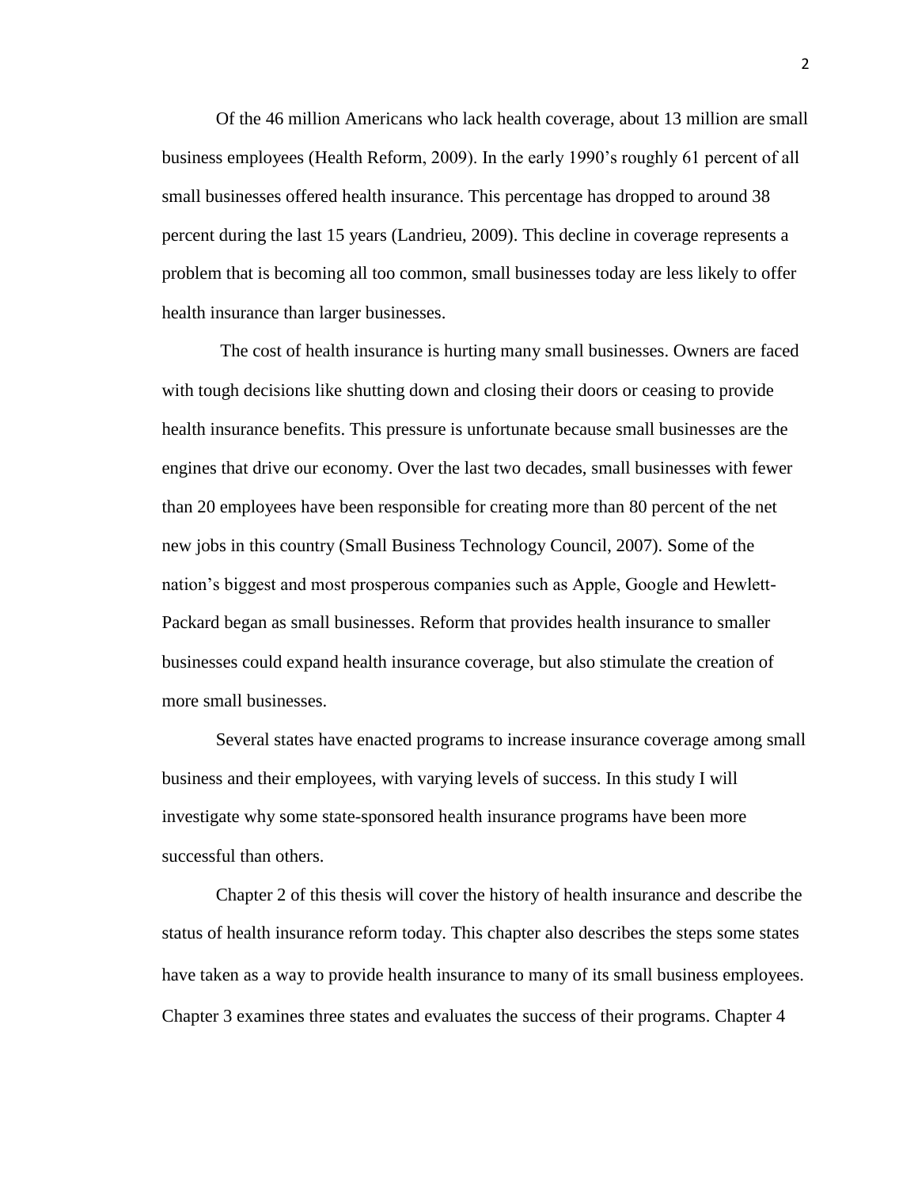Of the 46 million Americans who lack health coverage, about 13 million are small business employees (Health Reform, 2009). In the early 1990's roughly 61 percent of all small businesses offered health insurance. This percentage has dropped to around 38 percent during the last 15 years (Landrieu, 2009). This decline in coverage represents a problem that is becoming all too common, small businesses today are less likely to offer health insurance than larger businesses.

The cost of health insurance is hurting many small businesses. Owners are faced with tough decisions like shutting down and closing their doors or ceasing to provide health insurance benefits. This pressure is unfortunate because small businesses are the engines that drive our economy. Over the last two decades, small businesses with fewer than 20 employees have been responsible for creating more than 80 percent of the net new jobs in this country (Small Business Technology Council, 2007). Some of the nation's biggest and most prosperous companies such as Apple, Google and Hewlett-Packard began as small businesses. Reform that provides health insurance to smaller businesses could expand health insurance coverage, but also stimulate the creation of more small businesses.

Several states have enacted programs to increase insurance coverage among small business and their employees, with varying levels of success. In this study I will investigate why some state-sponsored health insurance programs have been more successful than others.

Chapter 2 of this thesis will cover the history of health insurance and describe the status of health insurance reform today. This chapter also describes the steps some states have taken as a way to provide health insurance to many of its small business employees. Chapter 3 examines three states and evaluates the success of their programs. Chapter 4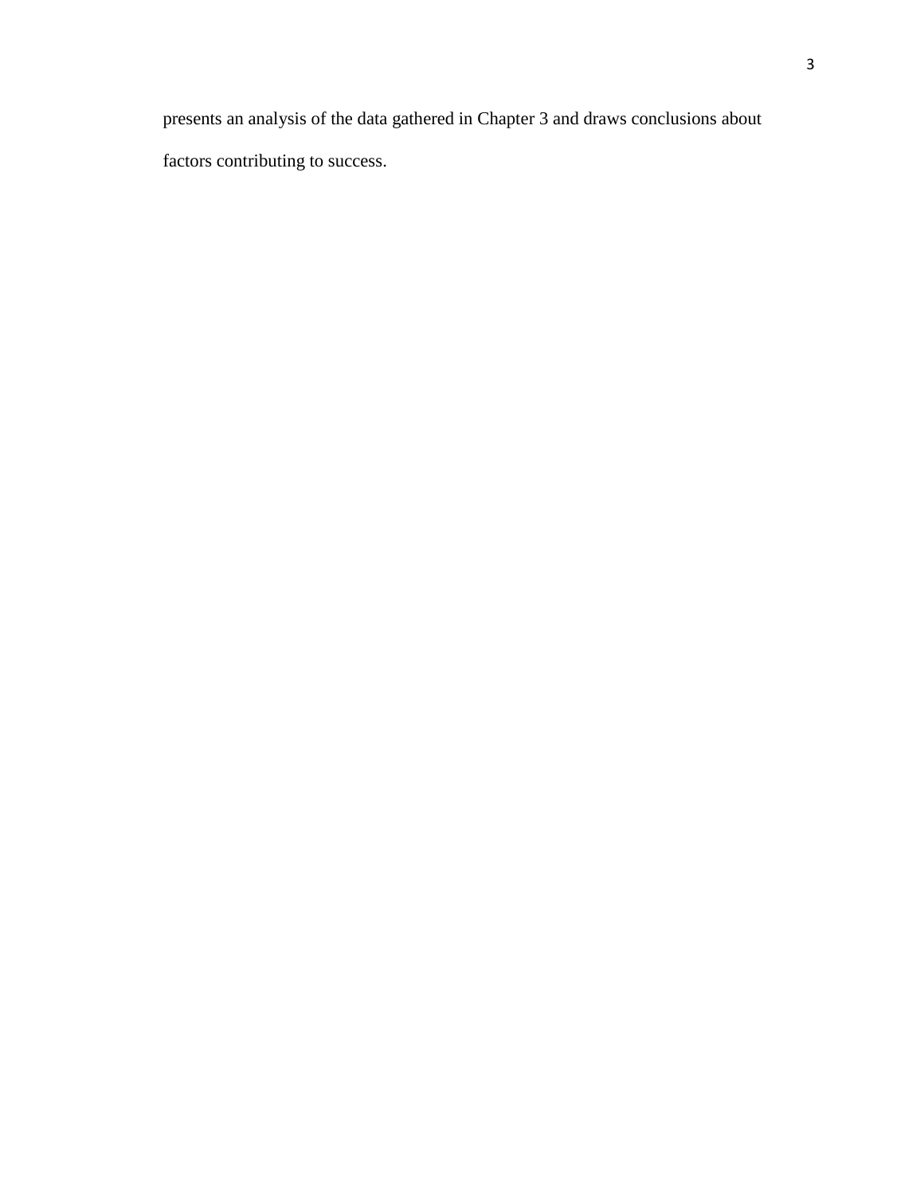presents an analysis of the data gathered in Chapter 3 and draws conclusions about factors contributing to success.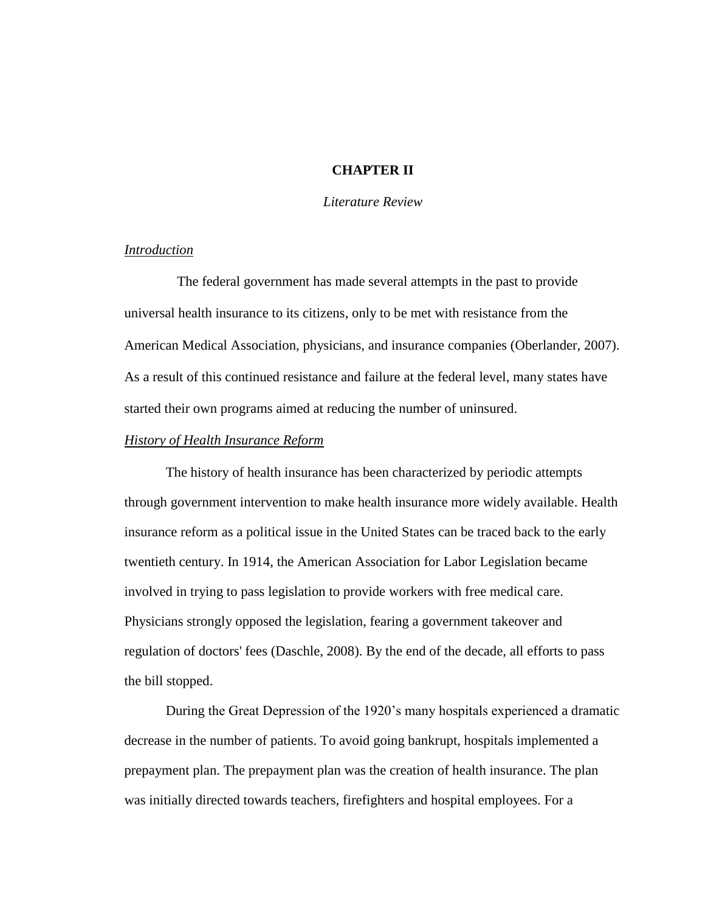# CHAPTER II

## *Literature Review*

### *Introduction*

The federal government has made several attempts in the past to provide universal health insurance to its citizens, only to be met with resistance from the American Medical Association, physicians, and insurance companies (Oberlander, 2007). As a result of this continued resistance and failure at the federal level, many states have started their own programs aimed at reducing the number of uninsured.

### *History of Health Insurance Reform*

The history of health insurance has been characterized by periodic attempts through government intervention to make health insurance more widely available. Health insurance reform as a political issue in the United States can be traced back to the early twentieth century. In 1914, the American Association for Labor Legislation became involved in trying to pass legislation to provide workers with free medical care. Physicians strongly opposed the legislation, fearing a government takeover and regulation of doctors' fees (Daschle, 2008). By the end of the decade, all efforts to pass the bill stopped.

During the Great Depression of the 1920's many hospitals experienced a dramatic decrease in the number of patients. To avoid going bankrupt, hospitals implemented a prepayment plan. The prepayment plan was the creation of health insurance. The plan was initially directed towards teachers, firefighters and hospital employees. For a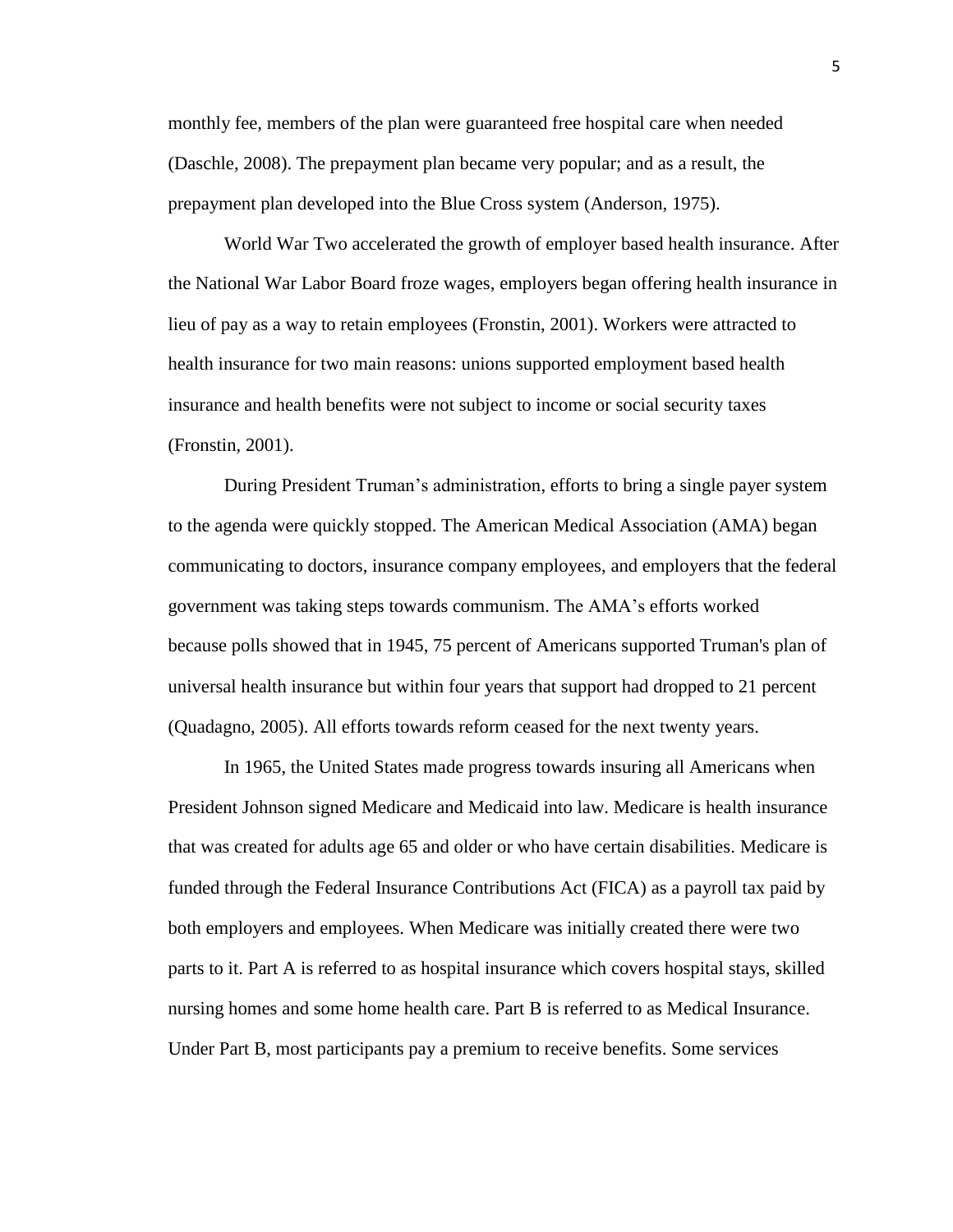monthly fee, members of the plan were guaranteed free hospital care when needed (Daschle, 2008). The prepayment plan became very popular; and as a result, the prepayment plan developed into the Blue Cross system (Anderson, 1975).

World War Two accelerated the growth of employer based health insurance. After the National War Labor Board froze wages, employers began offering health insurance in lieu of pay as a way to retain employees (Fronstin, 2001). Workers were attracted to health insurance for two main reasons: unions supported employment based health insurance and health benefits were not subject to income or social security taxes (Fronstin, 2001).

During President Truman's administration, efforts to bring a single payer system to the agenda were quickly stopped. The American Medical Association (AMA) began communicating to doctors, insurance company employees, and employers that the federal government was taking steps towards communism. The AMA's efforts worked because polls showed that in 1945, 75 percent of Americans supported Truman's plan of universal health insurance but within four years that support had dropped to 21 percent (Quadagno, 2005). All efforts towards reform ceased for the next twenty years.

In 1965, the United States made progress towards insuring all Americans when President Johnson signed Medicare and Medicaid into law. Medicare is health insurance that was created for adults age 65 and older or who have certain disabilities. Medicare is funded through the Federal Insurance Contributions Act (FICA) as a payroll tax paid by both employers and employees. When Medicare was initially created there were two parts to it. Part A is referred to as hospital insurance which covers hospital stays, skilled nursing homes and some home health care. Part B is referred to as Medical Insurance. Under Part B, most participants pay a premium to receive benefits. Some services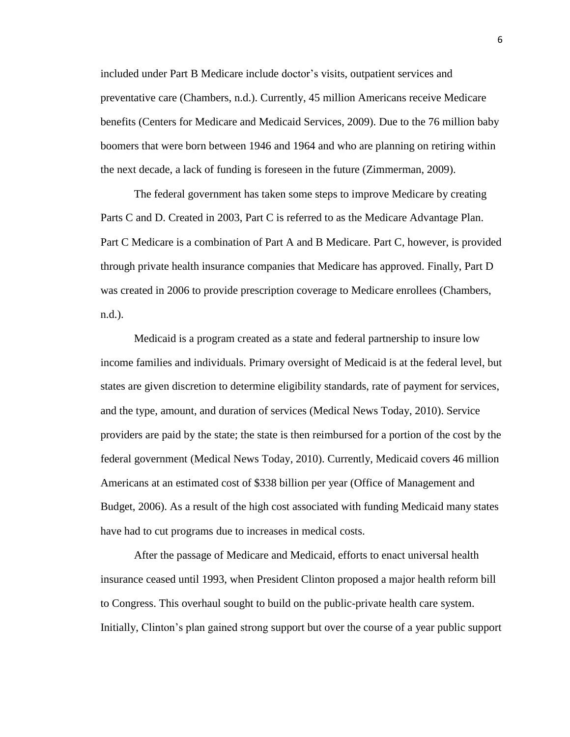included under Part B Medicare include doctor's visits, outpatient services and preventative care (Chambers, n.d.). Currently, 45 million Americans receive Medicare benefits (Centers for Medicare and Medicaid Services, 2009). Due to the 76 million baby boomers that were born between 1946 and 1964 and who are planning on retiring within the next decade, a lack of funding is foreseen in the future (Zimmerman, 2009).

The federal government has taken some steps to improve Medicare by creating Parts C and D. Created in 2003, Part C is referred to as the Medicare Advantage Plan. Part C Medicare is a combination of Part A and B Medicare. Part C, however, is provided through private health insurance companies that Medicare has approved. Finally, Part D was created in 2006 to provide prescription coverage to Medicare enrollees (Chambers, n.d.).

Medicaid is a program created as a state and federal partnership to insure low income families and individuals. Primary oversight of Medicaid is at the federal level, but states are given discretion to determine eligibility standards, rate of payment for services, and the type, amount, and duration of services (Medical News Today, 2010). Service providers are paid by the state; the state is then reimbursed for a portion of the cost by the federal government (Medical News Today, 2010). Currently, Medicaid covers 46 million Americans at an estimated cost of $338 billion per year (Office of Management and Budget, 2006). As a result of the high cost associated with funding Medicaid many states have had to cut programs due to increases in medical costs.

After the passage of Medicare and Medicaid, efforts to enact universal health insurance ceased until 1993, when President Clinton proposed a major health reform bill to Congress. This overhaul sought to build on the public-private health care system. Initially, Clinton's plan gained strong support but over the course of a year public support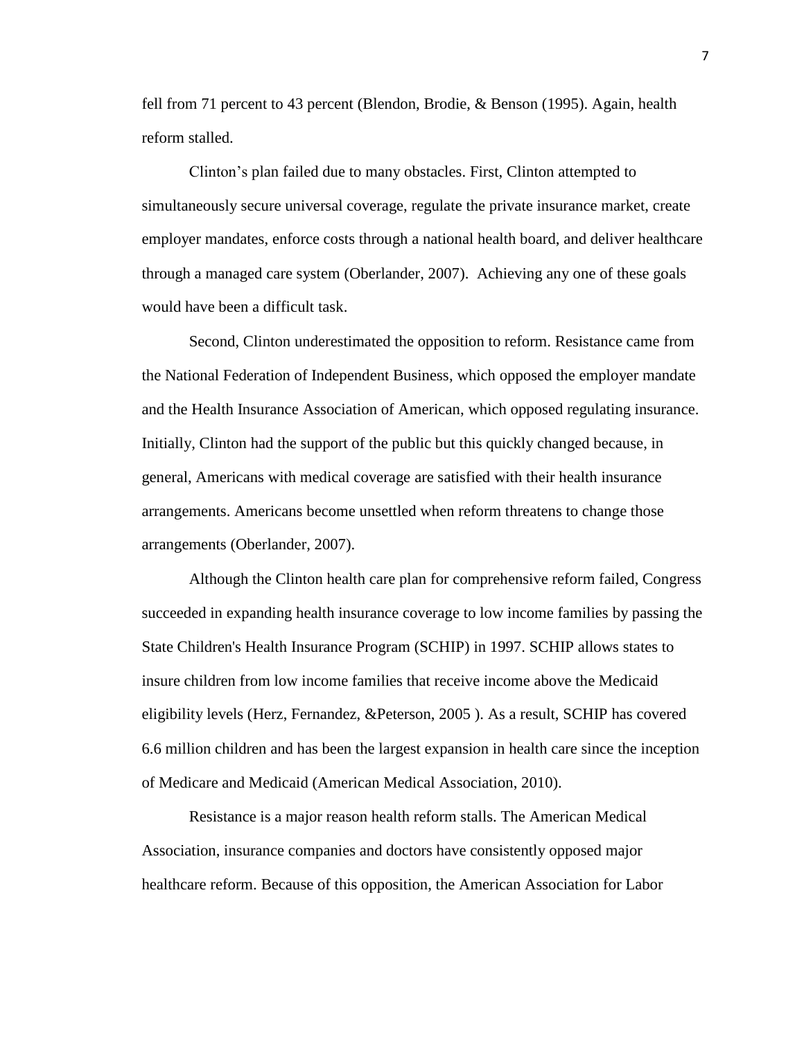fell from 71 percent to 43 percent (Blendon, Brodie, & Benson (1995). Again, health reform stalled.

Clinton's plan failed due to many obstacles. First, Clinton attempted to simultaneously secure universal coverage, regulate the private insurance market, create employer mandates, enforce costs through a national health board, and deliver healthcare through a managed care system (Oberlander, 2007). Achieving any one of these goals would have been a difficult task.

Second, Clinton underestimated the opposition to reform. Resistance came from the National Federation of Independent Business, which opposed the employer mandate and the Health Insurance Association of American, which opposed regulating insurance. Initially, Clinton had the support of the public but this quickly changed because, in general, Americans with medical coverage are satisfied with their health insurance arrangements. Americans become unsettled when reform threatens to change those arrangements (Oberlander, 2007).

Although the Clinton health care plan for comprehensive reform failed, Congress succeeded in expanding health insurance coverage to low income families by passing the State Children's Health Insurance Program (SCHIP) in 1997. SCHIP allows states to insure children from low income families that receive income above the Medicaid eligibility levels (Herz, Fernandez, &Peterson, 2005 ). As a result, SCHIP has covered 6.6 million children and has been the largest expansion in health care since the inception of Medicare and Medicaid (American Medical Association, 2010).

Resistance is a major reason health reform stalls. The American Medical Association, insurance companies and doctors have consistently opposed major healthcare reform. Because of this opposition, the American Association for Labor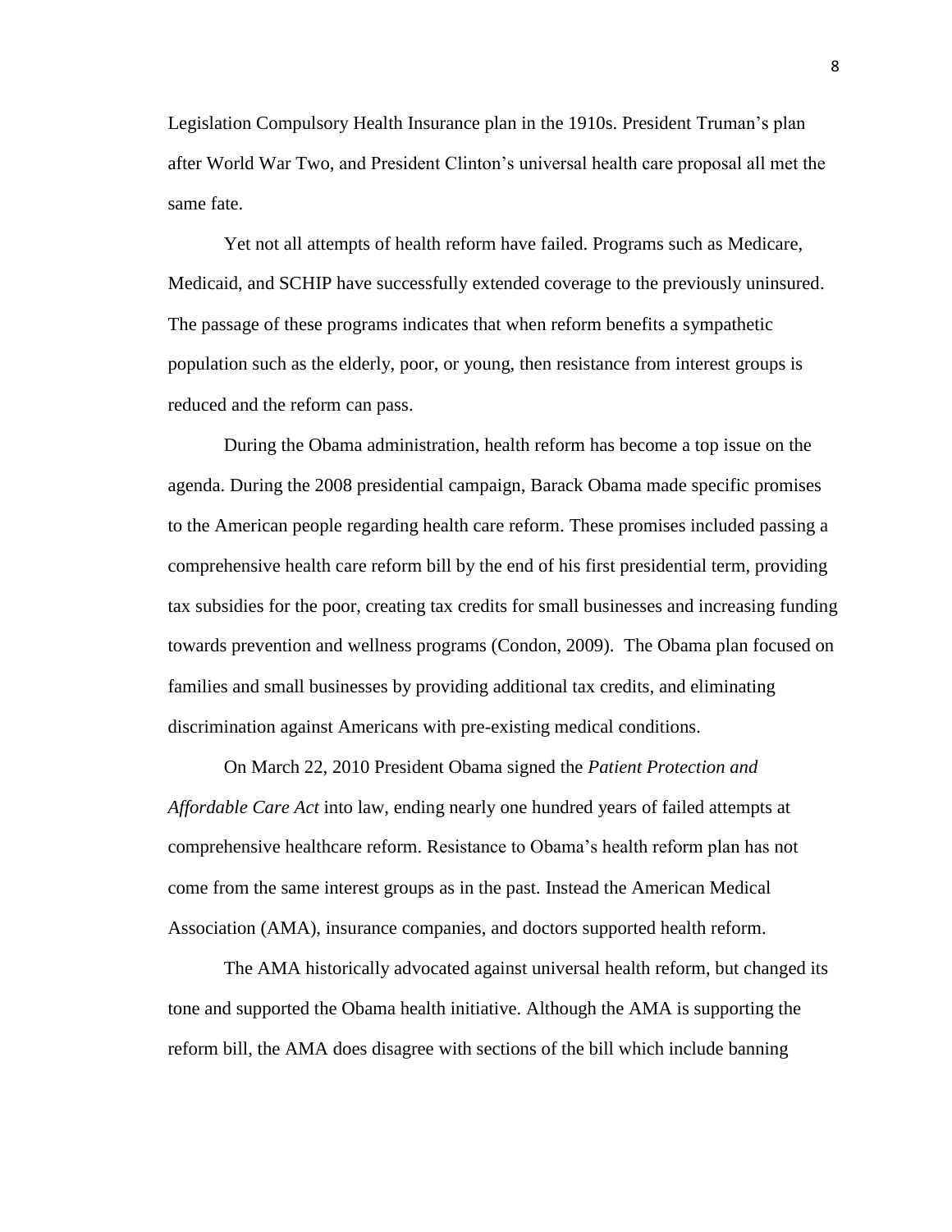Legislation Compulsory Health Insurance plan in the 1910s. President Truman's plan after World War Two, and President Clinton's universal health care proposal all met the same fate.

Yet not all attempts of health reform have failed. Programs such as Medicare, Medicaid, and SCHIP have successfully extended coverage to the previously uninsured. The passage of these programs indicates that when reform benefits a sympathetic population such as the elderly, poor, or young, then resistance from interest groups is reduced and the reform can pass.

During the Obama administration, health reform has become a top issue on the agenda. During the 2008 presidential campaign, Barack Obama made specific promises to the American people regarding health care reform. These promises included passing a comprehensive health care reform bill by the end of his first presidential term, providing tax subsidies for the poor, creating tax credits for small businesses and increasing funding towards prevention and wellness programs (Condon, 2009). The Obama plan focused on families and small businesses by providing additional tax credits, and eliminating discrimination against Americans with pre-existing medical conditions.

On March 22, 2010 President Obama signed the *Patient Protection and Affordable Care Act* into law, ending nearly one hundred years of failed attempts at comprehensive healthcare reform. Resistance to Obama's health reform plan has not come from the same interest groups as in the past. Instead the American Medical Association (AMA), insurance companies, and doctors supported health reform.

The AMA historically advocated against universal health reform, but changed its tone and supported the Obama health initiative. Although the AMA is supporting the reform bill, the AMA does disagree with sections of the bill which include banning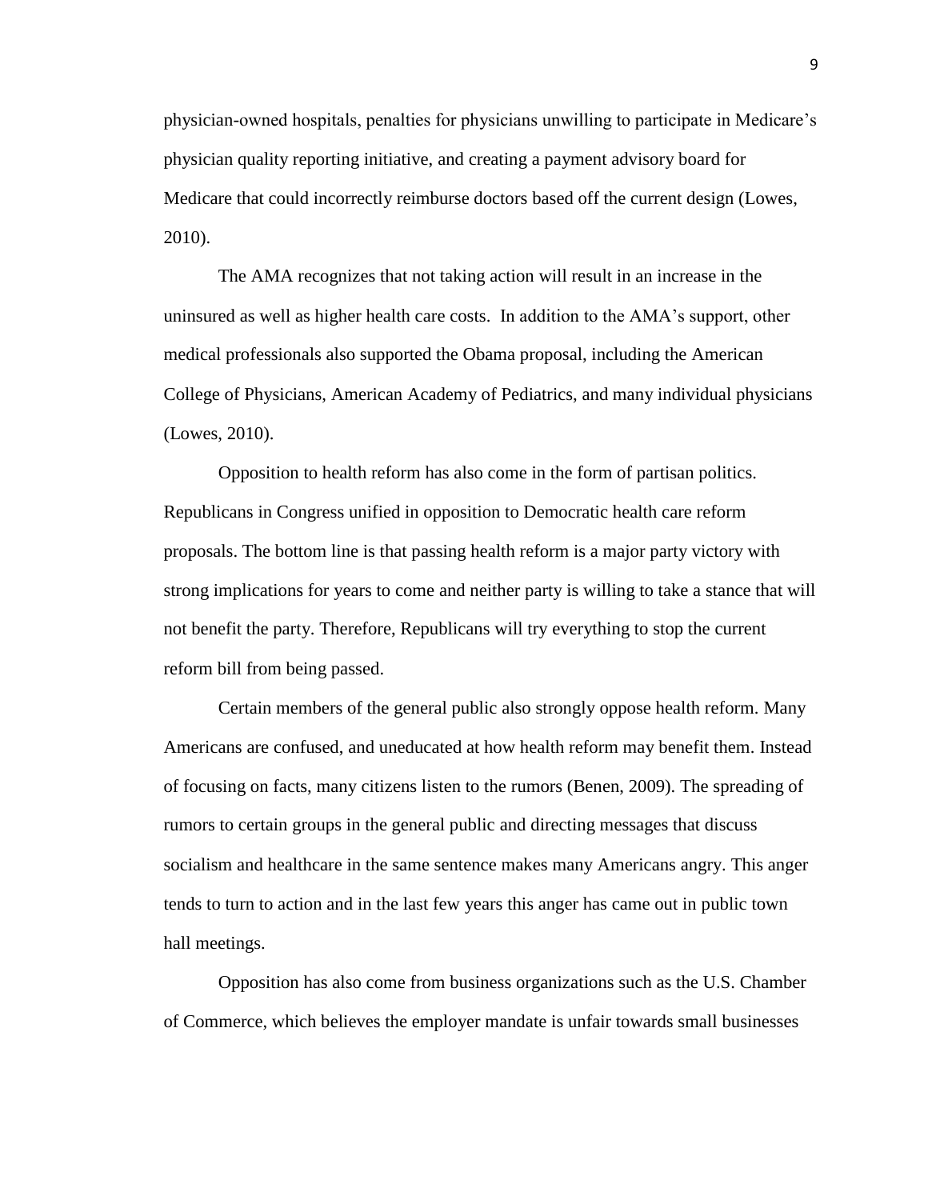physician-owned hospitals, penalties for physicians unwilling to participate in Medicare's physician quality reporting initiative, and creating a payment advisory board for Medicare that could incorrectly reimburse doctors based off the current design (Lowes, 2010).

The AMA recognizes that not taking action will result in an increase in the uninsured as well as higher health care costs. In addition to the AMA's support, other medical professionals also supported the Obama proposal, including the American College of Physicians, American Academy of Pediatrics, and many individual physicians (Lowes, 2010).

Opposition to health reform has also come in the form of partisan politics. Republicans in Congress unified in opposition to Democratic health care reform proposals. The bottom line is that passing health reform is a major party victory with strong implications for years to come and neither party is willing to take a stance that will not benefit the party. Therefore, Republicans will try everything to stop the current reform bill from being passed.

Certain members of the general public also strongly oppose health reform. Many Americans are confused, and uneducated at how health reform may benefit them. Instead of focusing on facts, many citizens listen to the rumors (Benen, 2009). The spreading of rumors to certain groups in the general public and directing messages that discuss socialism and healthcare in the same sentence makes many Americans angry. This anger tends to turn to action and in the last few years this anger has came out in public town hall meetings.

Opposition has also come from business organizations such as the U.S. Chamber of Commerce, which believes the employer mandate is unfair towards small businesses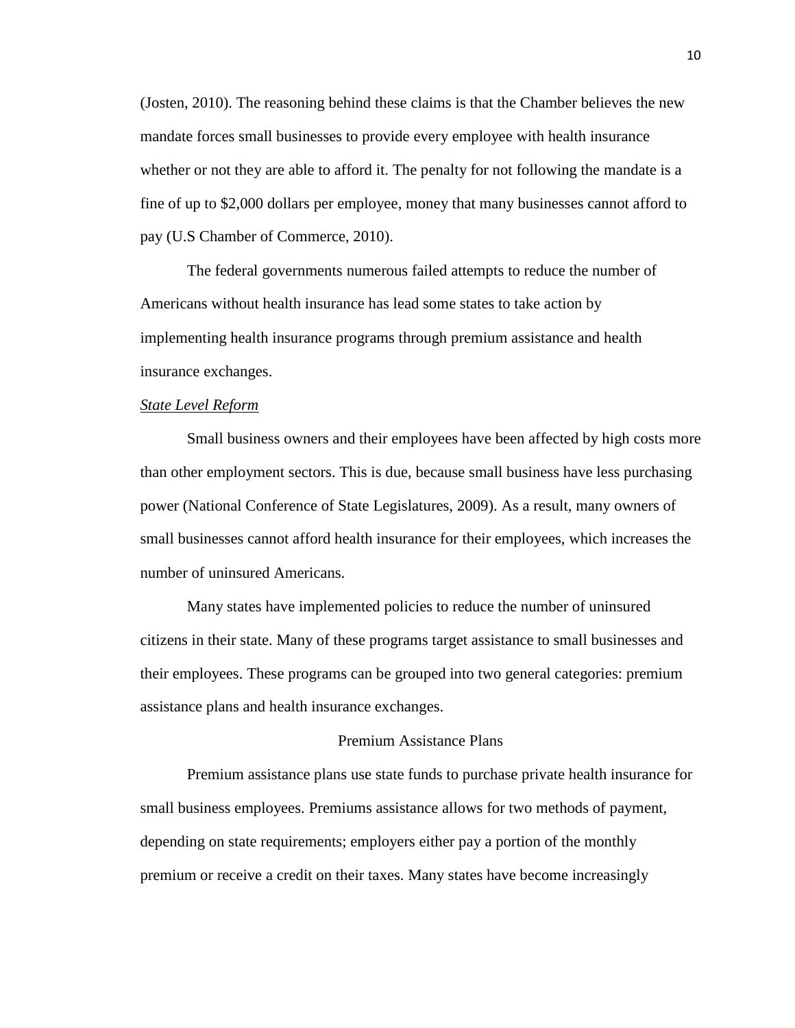(Josten, 2010). The reasoning behind these claims is that the Chamber believes the new mandate forces small businesses to provide every employee with health insurance whether or not they are able to afford it. The penalty for not following the mandate is a fine of up to $2,000 dollars per employee, money that many businesses cannot afford to pay (U.S Chamber of Commerce, 2010).

The federal governments numerous failed attempts to reduce the number of Americans without health insurance has lead some states to take action by implementing health insurance programs through premium assistance and health insurance exchanges.

*State Level Reform*

Small business owners and their employees have been affected by high costs more than other employment sectors. This is due, because small business have less purchasing power (National Conference of State Legislatures, 2009). As a result, many owners of small businesses cannot afford health insurance for their employees, which increases the number of uninsured Americans.

Many states have implemented policies to reduce the number of uninsured citizens in their state. Many of these programs target assistance to small businesses and their employees. These programs can be grouped into two general categories: premium assistance plans and health insurance exchanges.

### Premium Assistance Plans

Premium assistance plans use state funds to purchase private health insurance for small business employees. Premiums assistance allows for two methods of payment, depending on state requirements; employers either pay a portion of the monthly premium or receive a credit on their taxes. Many states have become increasingly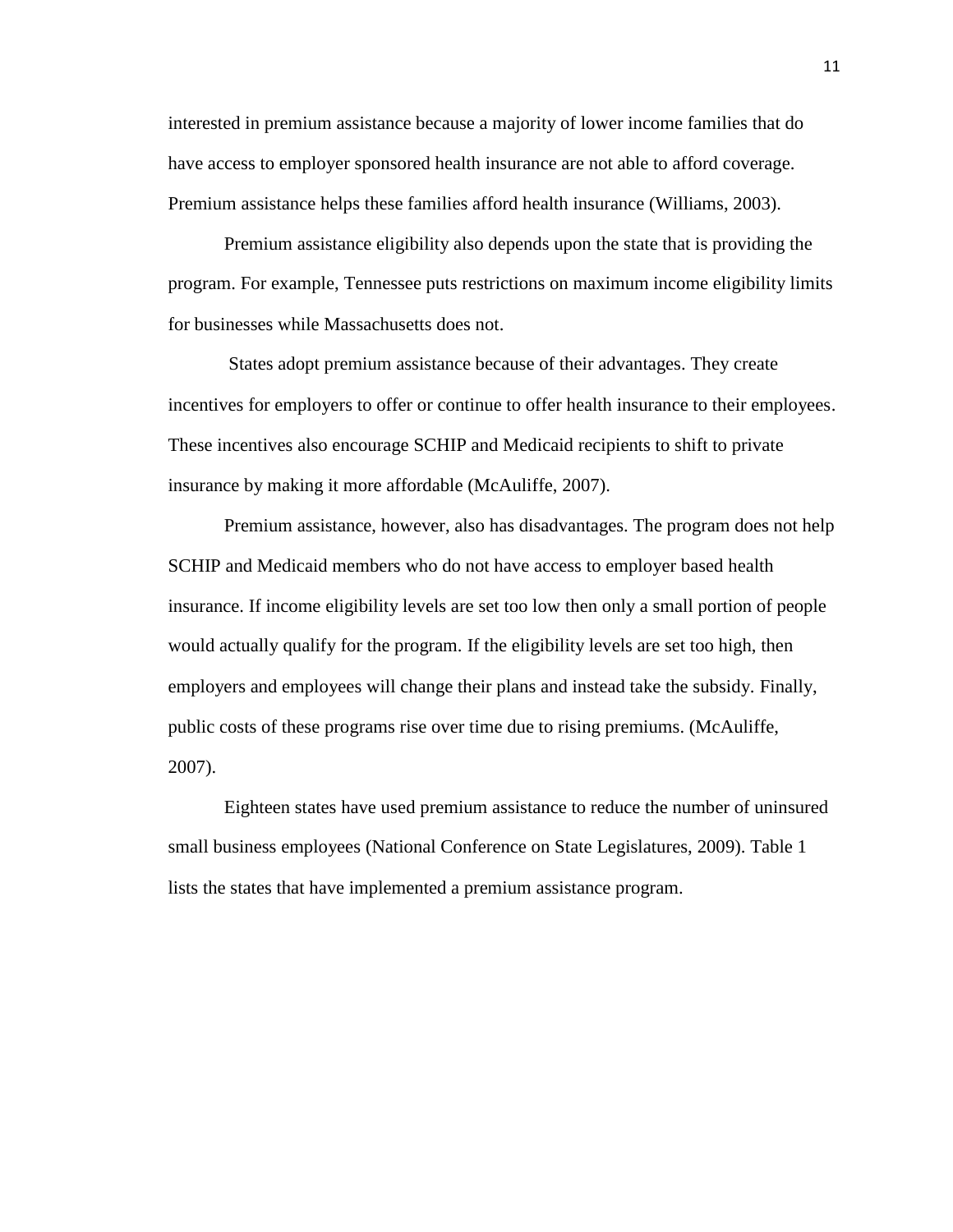interested in premium assistance because a majority of lower income families that do have access to employer sponsored health insurance are not able to afford coverage. Premium assistance helps these families afford health insurance (Williams, 2003).

Premium assistance eligibility also depends upon the state that is providing the program. For example, Tennessee puts restrictions on maximum income eligibility limits for businesses while Massachusetts does not.

States adopt premium assistance because of their advantages. They create incentives for employers to offer or continue to offer health insurance to their employees. These incentives also encourage SCHIP and Medicaid recipients to shift to private insurance by making it more affordable (McAuliffe, 2007).

Premium assistance, however, also has disadvantages. The program does not help SCHIP and Medicaid members who do not have access to employer based health insurance. If income eligibility levels are set too low then only a small portion of people would actually qualify for the program. If the eligibility levels are set too high, then employers and employees will change their plans and instead take the subsidy. Finally, public costs of these programs rise over time due to rising premiums. (McAuliffe, 2007).

Eighteen states have used premium assistance to reduce the number of uninsured small business employees (National Conference on State Legislatures, 2009). Table 1 lists the states that have implemented a premium assistance program.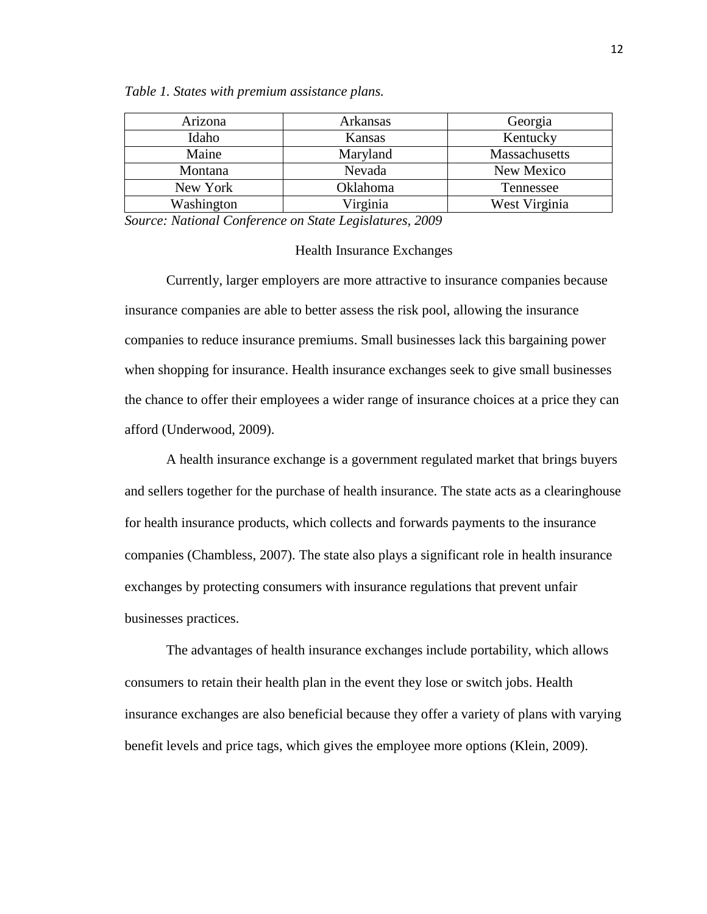*Table 1. States with premium assistance plans.*

| Arizona | Arkansas | Georgia |
|---|---|---|
| Idaho | Kansas | Kentucky |
| Maine | Maryland | Massachusetts |
| Montana | Nevada | New Mexico |
| New York | Oklahoma | Tennessee |
| Washington | Virginia | West Virginia |

*Source: National Conference on State Legislatures, 2009*

## Health Insurance Exchanges

Currently, larger employers are more attractive to insurance companies because insurance companies are able to better assess the risk pool, allowing the insurance companies to reduce insurance premiums. Small businesses lack this bargaining power when shopping for insurance. Health insurance exchanges seek to give small businesses the chance to offer their employees a wider range of insurance choices at a price they can afford (Underwood, 2009).

A health insurance exchange is a government regulated market that brings buyers and sellers together for the purchase of health insurance. The state acts as a clearinghouse for health insurance products, which collects and forwards payments to the insurance companies (Chambless, 2007). The state also plays a significant role in health insurance exchanges by protecting consumers with insurance regulations that prevent unfair businesses practices.

The advantages of health insurance exchanges include portability, which allows consumers to retain their health plan in the event they lose or switch jobs. Health insurance exchanges are also beneficial because they offer a variety of plans with varying benefit levels and price tags, which gives the employee more options (Klein, 2009).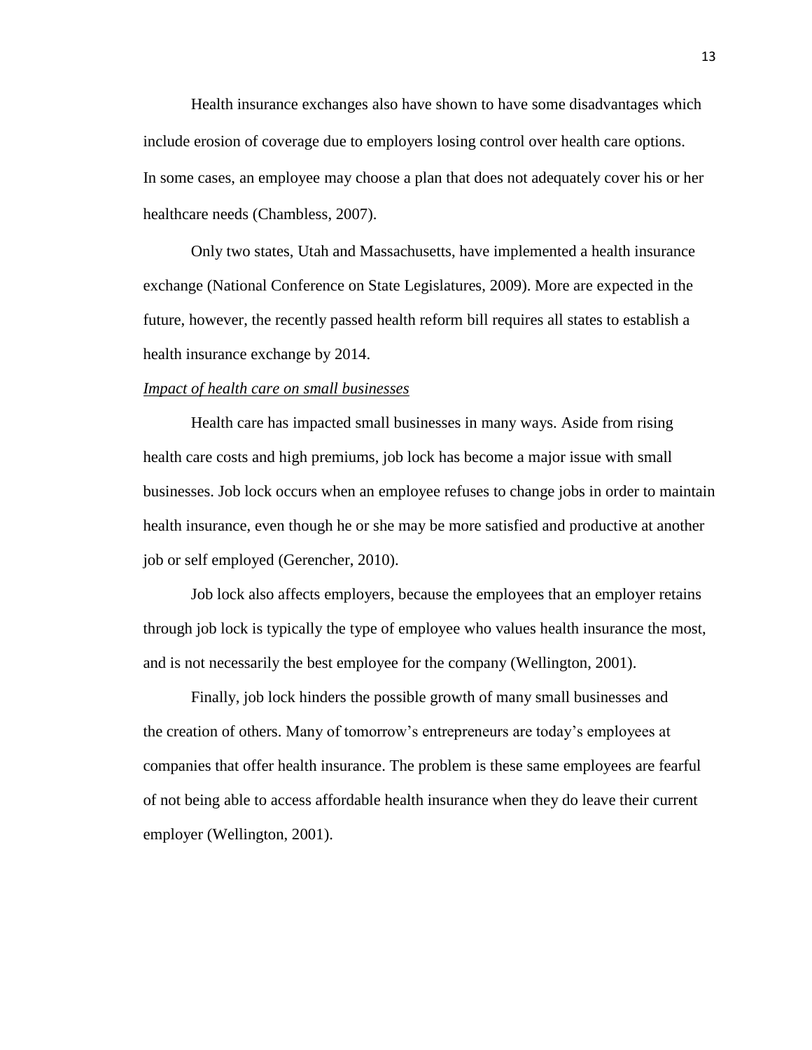Health insurance exchanges also have shown to have some disadvantages which include erosion of coverage due to employers losing control over health care options. In some cases, an employee may choose a plan that does not adequately cover his or her healthcare needs (Chambless, 2007).

Only two states, Utah and Massachusetts, have implemented a health insurance exchange (National Conference on State Legislatures, 2009). More are expected in the future, however, the recently passed health reform bill requires all states to establish a health insurance exchange by 2014.

*Impact of health care on small businesses*

Health care has impacted small businesses in many ways. Aside from rising health care costs and high premiums, job lock has become a major issue with small businesses. Job lock occurs when an employee refuses to change jobs in order to maintain health insurance, even though he or she may be more satisfied and productive at another job or self employed (Gerencher, 2010).

Job lock also affects employers, because the employees that an employer retains through job lock is typically the type of employee who values health insurance the most, and is not necessarily the best employee for the company (Wellington, 2001).

Finally, job lock hinders the possible growth of many small businesses and the creation of others. Many of tomorrow's entrepreneurs are today's employees at companies that offer health insurance. The problem is these same employees are fearful of not being able to access affordable health insurance when they do leave their current employer (Wellington, 2001).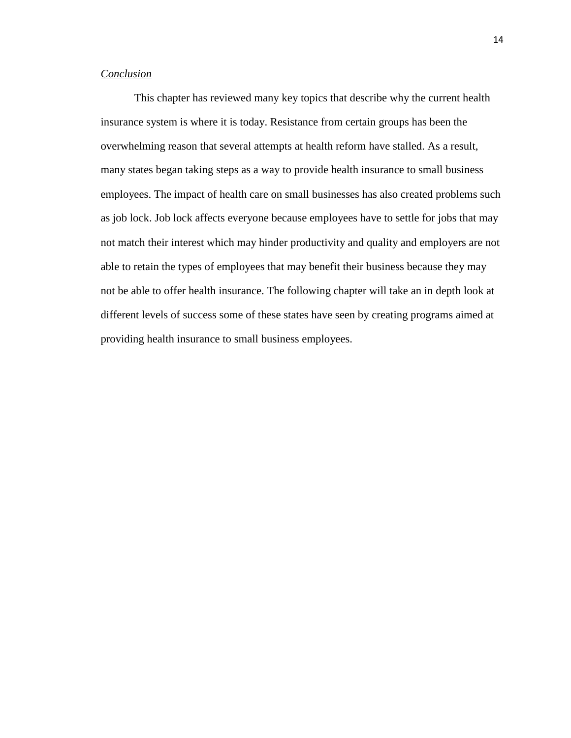*Conclusion*

This chapter has reviewed many key topics that describe why the current health insurance system is where it is today. Resistance from certain groups has been the overwhelming reason that several attempts at health reform have stalled. As a result, many states began taking steps as a way to provide health insurance to small business employees. The impact of health care on small businesses has also created problems such as job lock. Job lock affects everyone because employees have to settle for jobs that may not match their interest which may hinder productivity and quality and employers are not able to retain the types of employees that may benefit their business because they may not be able to offer health insurance. The following chapter will take an in depth look at different levels of success some of these states have seen by creating programs aimed at providing health insurance to small business employees.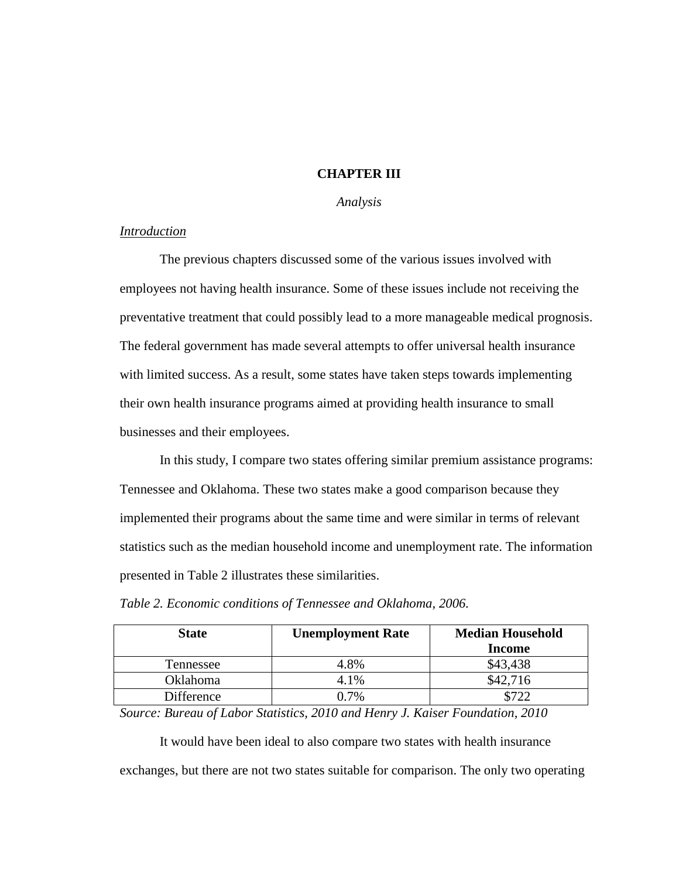# CHAPTER III

*Analysis*

*Introduction*

The previous chapters discussed some of the various issues involved with employees not having health insurance. Some of these issues include not receiving the preventative treatment that could possibly lead to a more manageable medical prognosis. The federal government has made several attempts to offer universal health insurance with limited success. As a result, some states have taken steps towards implementing their own health insurance programs aimed at providing health insurance to small businesses and their employees.

In this study, I compare two states offering similar premium assistance programs: Tennessee and Oklahoma. These two states make a good comparison because they implemented their programs about the same time and were similar in terms of relevant statistics such as the median household income and unemployment rate. The information presented in Table 2 illustrates these similarities.

*Table 2. Economic conditions of Tennessee and Oklahoma, 2006.*

| State | Unemployment Rate | Median Household Income |
|---|---|---|
| Tennessee | 4.8% | $43,438 |
| Oklahoma | 4.1% | $42,716 |
| Difference | 0.7% | $722 |

*Source: Bureau of Labor Statistics, 2010 and Henry J. Kaiser Foundation, 2010*

It would have been ideal to also compare two states with health insurance exchanges, but there are not two states suitable for comparison. The only two operating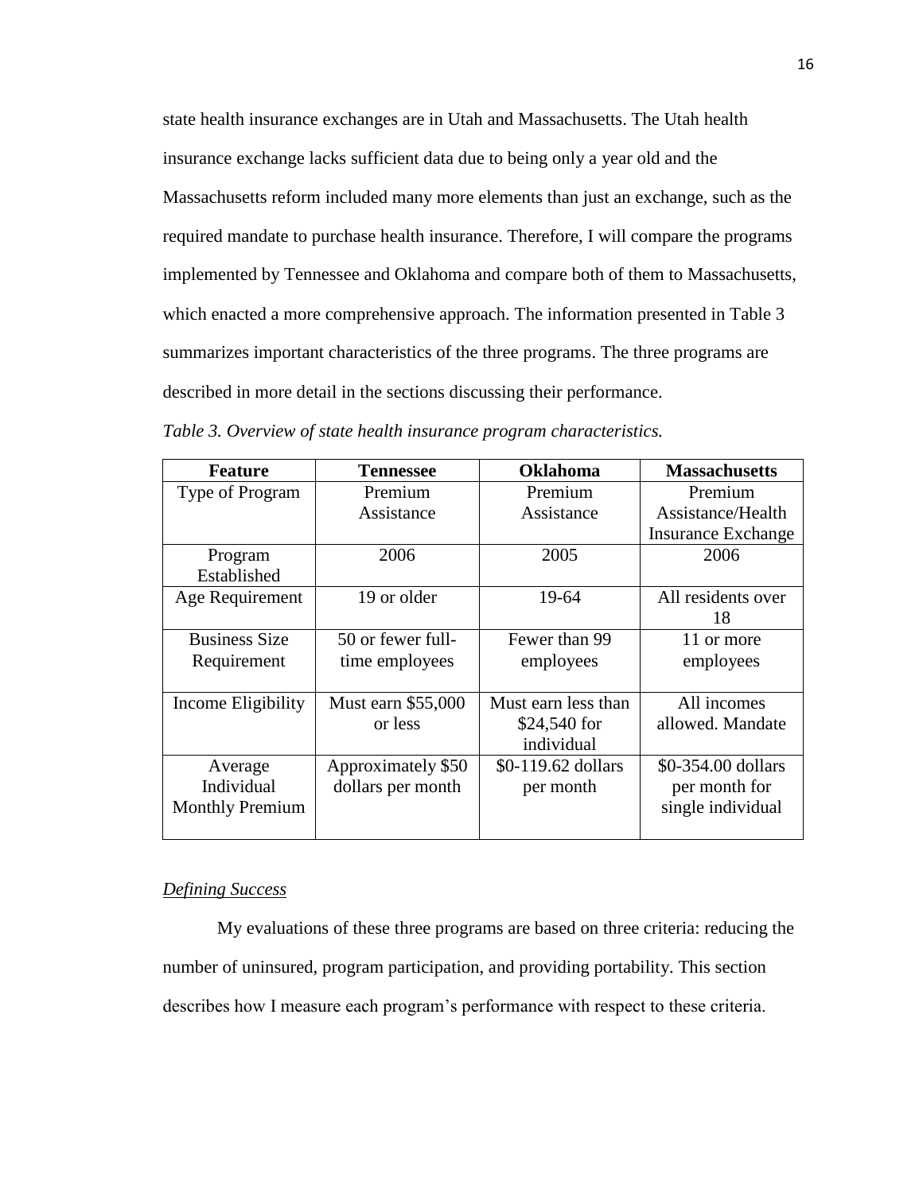state health insurance exchanges are in Utah and Massachusetts. The Utah health insurance exchange lacks sufficient data due to being only a year old and the Massachusetts reform included many more elements than just an exchange, such as the required mandate to purchase health insurance. Therefore, I will compare the programs implemented by Tennessee and Oklahoma and compare both of them to Massachusetts, which enacted a more comprehensive approach. The information presented in Table 3 summarizes important characteristics of the three programs. The three programs are described in more detail in the sections discussing their performance.

*Table 3. Overview of state health insurance program characteristics.*

| Feature | Tennessee | Oklahoma | Massachusetts |
|---|---|---|---|
| Type of Program | Premium Assistance | Premium Assistance | Premium Assistance/Health Insurance Exchange |
| Program Established | 2006 | 2005 | 2006 |
| Age Requirement | 19 or older | 19-64 | All residents over 18 |
| Business Size Requirement | 50 or fewer full-time employees | Fewer than 99 employees | 11 or more employees |
| Income Eligibility | Must earn $55,000 or less | Must earn less than $24,540 for individual | All incomes allowed. Mandate |
| Average Individual Monthly Premium | Approximately $50 dollars per month | $0-119.62 dollars per month | $0-354.00 dollars per month for single individual |

### *Defining Success*

My evaluations of these three programs are based on three criteria: reducing the number of uninsured, program participation, and providing portability. This section describes how I measure each program's performance with respect to these criteria.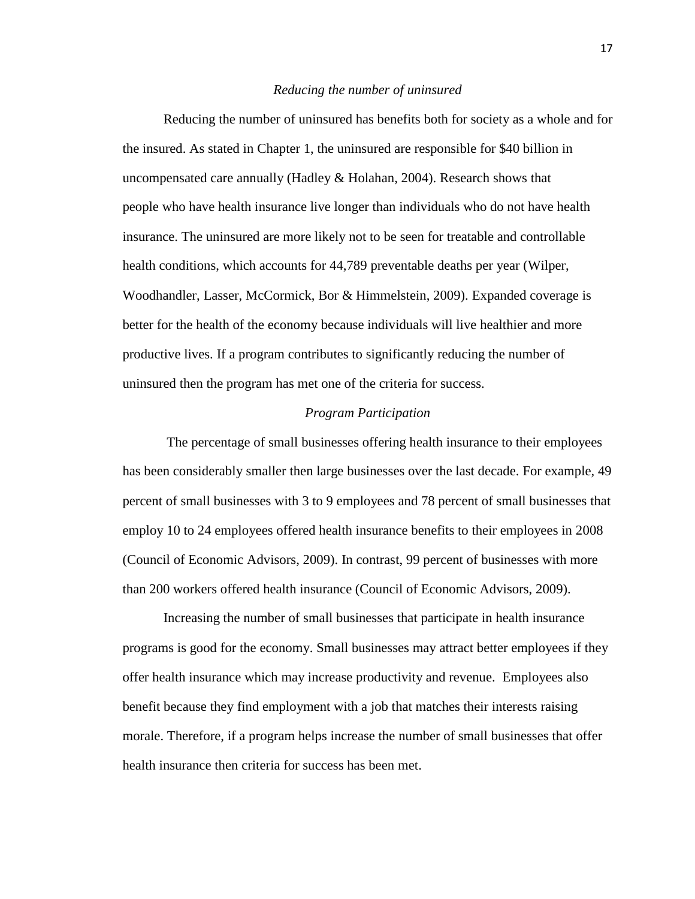*Reducing the number of uninsured*

Reducing the number of uninsured has benefits both for society as a whole and for the insured. As stated in Chapter 1, the uninsured are responsible for $40 billion in uncompensated care annually (Hadley & Holahan, 2004). Research shows that people who have health insurance live longer than individuals who do not have health insurance. The uninsured are more likely not to be seen for treatable and controllable health conditions, which accounts for 44,789 preventable deaths per year (Wilper, Woodhandler, Lasser, McCormick, Bor & Himmelstein, 2009). Expanded coverage is better for the health of the economy because individuals will live healthier and more productive lives. If a program contributes to significantly reducing the number of uninsured then the program has met one of the criteria for success.

*Program Participation*

The percentage of small businesses offering health insurance to their employees has been considerably smaller then large businesses over the last decade. For example, 49 percent of small businesses with 3 to 9 employees and 78 percent of small businesses that employ 10 to 24 employees offered health insurance benefits to their employees in 2008 (Council of Economic Advisors, 2009). In contrast, 99 percent of businesses with more than 200 workers offered health insurance (Council of Economic Advisors, 2009).

Increasing the number of small businesses that participate in health insurance programs is good for the economy. Small businesses may attract better employees if they offer health insurance which may increase productivity and revenue. Employees also benefit because they find employment with a job that matches their interests raising morale. Therefore, if a program helps increase the number of small businesses that offer health insurance then criteria for success has been met.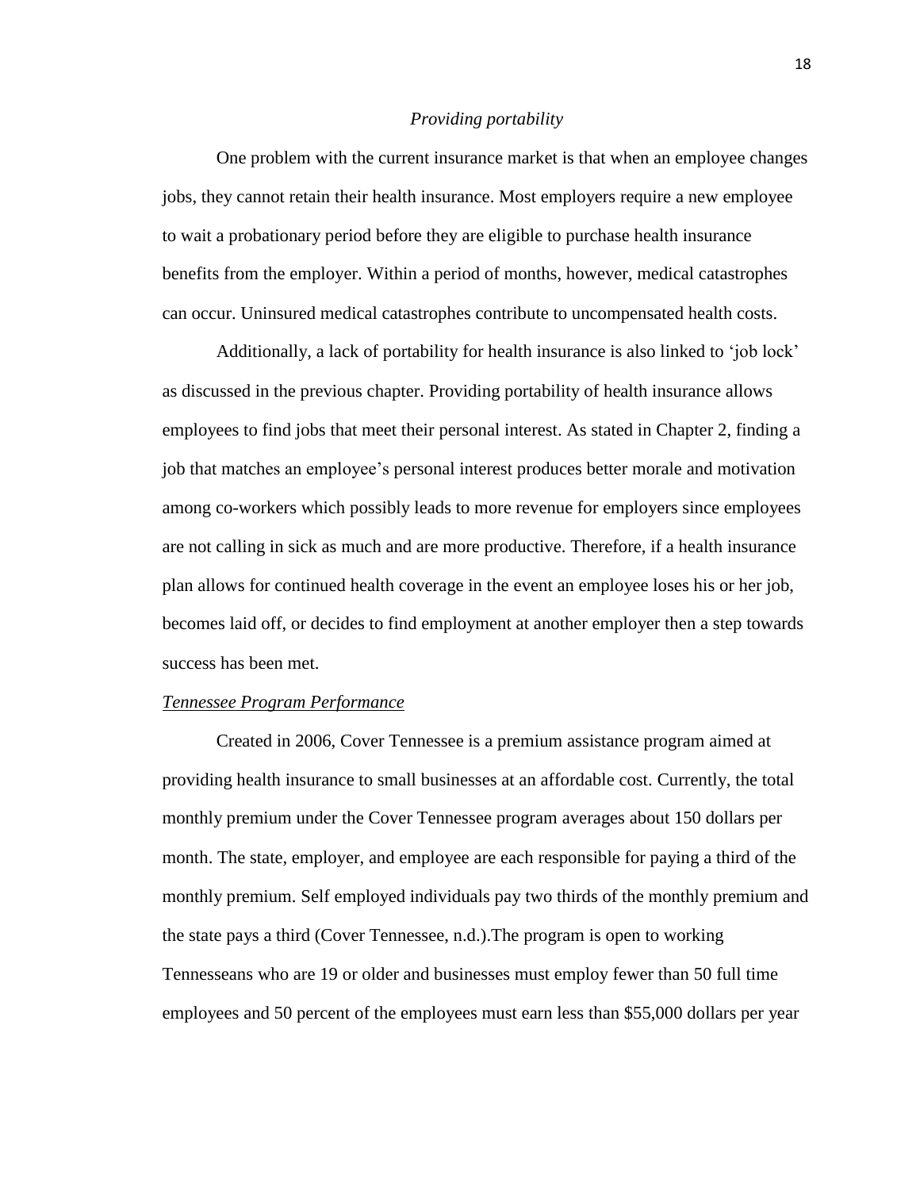*Providing portability*

One problem with the current insurance market is that when an employee changes jobs, they cannot retain their health insurance. Most employers require a new employee to wait a probationary period before they are eligible to purchase health insurance benefits from the employer. Within a period of months, however, medical catastrophes can occur. Uninsured medical catastrophes contribute to uncompensated health costs.

Additionally, a lack of portability for health insurance is also linked to 'job lock' as discussed in the previous chapter. Providing portability of health insurance allows employees to find jobs that meet their personal interest. As stated in Chapter 2, finding a job that matches an employee's personal interest produces better morale and motivation among co-workers which possibly leads to more revenue for employers since employees are not calling in sick as much and are more productive. Therefore, if a health insurance plan allows for continued health coverage in the event an employee loses his or her job, becomes laid off, or decides to find employment at another employer then a step towards success has been met.

<u>*Tennessee Program Performance*</u>

Created in 2006, Cover Tennessee is a premium assistance program aimed at providing health insurance to small businesses at an affordable cost. Currently, the total monthly premium under the Cover Tennessee program averages about 150 dollars per month. The state, employer, and employee are each responsible for paying a third of the monthly premium. Self employed individuals pay two thirds of the monthly premium and the state pays a third (Cover Tennessee, n.d.).The program is open to working Tennesseans who are 19 or older and businesses must employ fewer than 50 full time employees and 50 percent of the employees must earn less than $55,000 dollars per year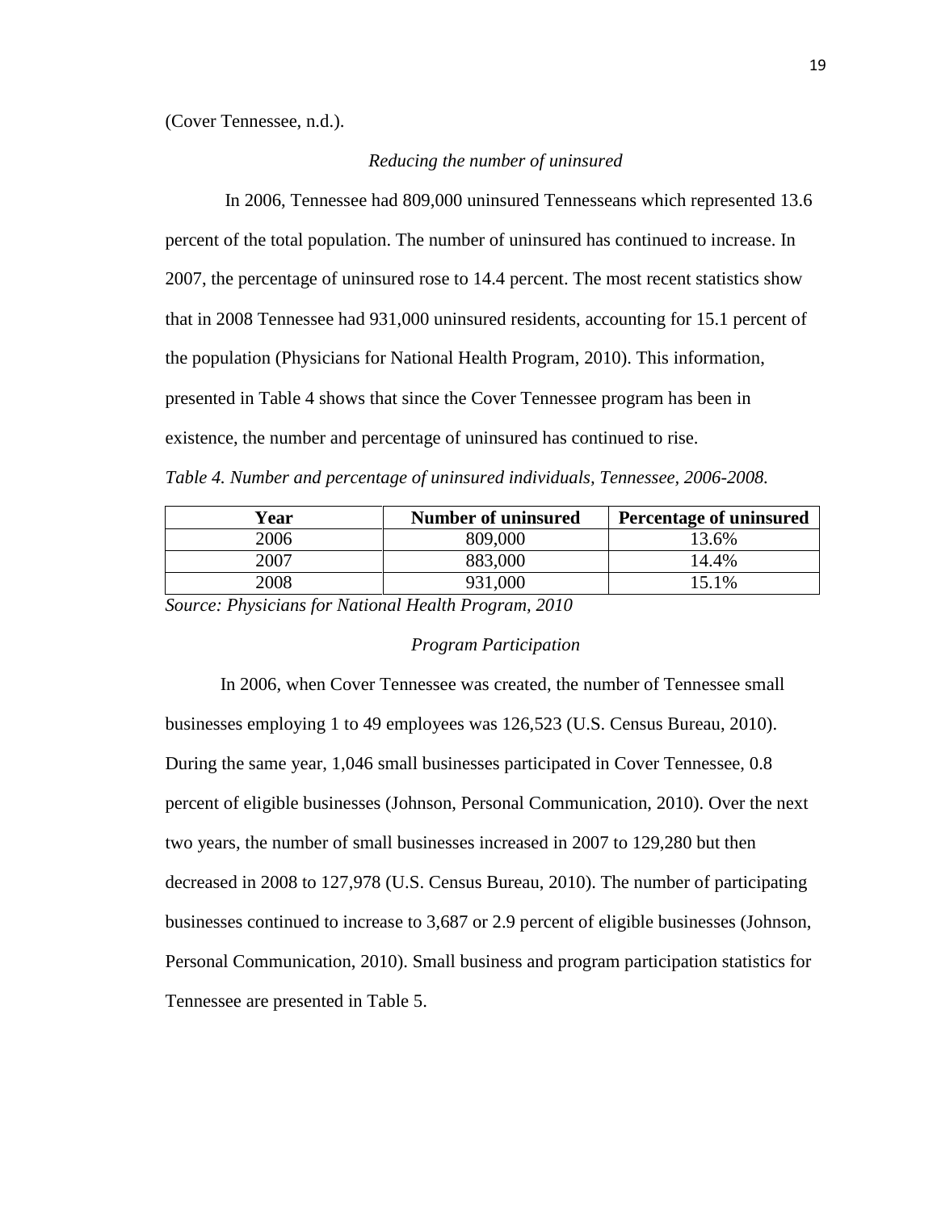(Cover Tennessee, n.d.).

### *Reducing the number of uninsured*

In 2006, Tennessee had 809,000 uninsured Tennesseans which represented 13.6 percent of the total population. The number of uninsured has continued to increase. In 2007, the percentage of uninsured rose to 14.4 percent. The most recent statistics show that in 2008 Tennessee had 931,000 uninsured residents, accounting for 15.1 percent of the population (Physicians for National Health Program, 2010). This information, presented in Table 4 shows that since the Cover Tennessee program has been in existence, the number and percentage of uninsured has continued to rise.

*Table 4. Number and percentage of uninsured individuals, Tennessee, 2006-2008.*

| Year | Number of uninsured | Percentage of uninsured |
|---|---|---|
| 2006 | 809,000 | 13.6% |
| 2007 | 883,000 | 14.4% |
| 2008 | 931,000 | 15.1% |

*Source: Physicians for National Health Program, 2010*

### *Program Participation*

In 2006, when Cover Tennessee was created, the number of Tennessee small businesses employing 1 to 49 employees was 126,523 (U.S. Census Bureau, 2010). During the same year, 1,046 small businesses participated in Cover Tennessee, 0.8 percent of eligible businesses (Johnson, Personal Communication, 2010). Over the next two years, the number of small businesses increased in 2007 to 129,280 but then decreased in 2008 to 127,978 (U.S. Census Bureau, 2010). The number of participating businesses continued to increase to 3,687 or 2.9 percent of eligible businesses (Johnson, Personal Communication, 2010). Small business and program participation statistics for Tennessee are presented in Table 5.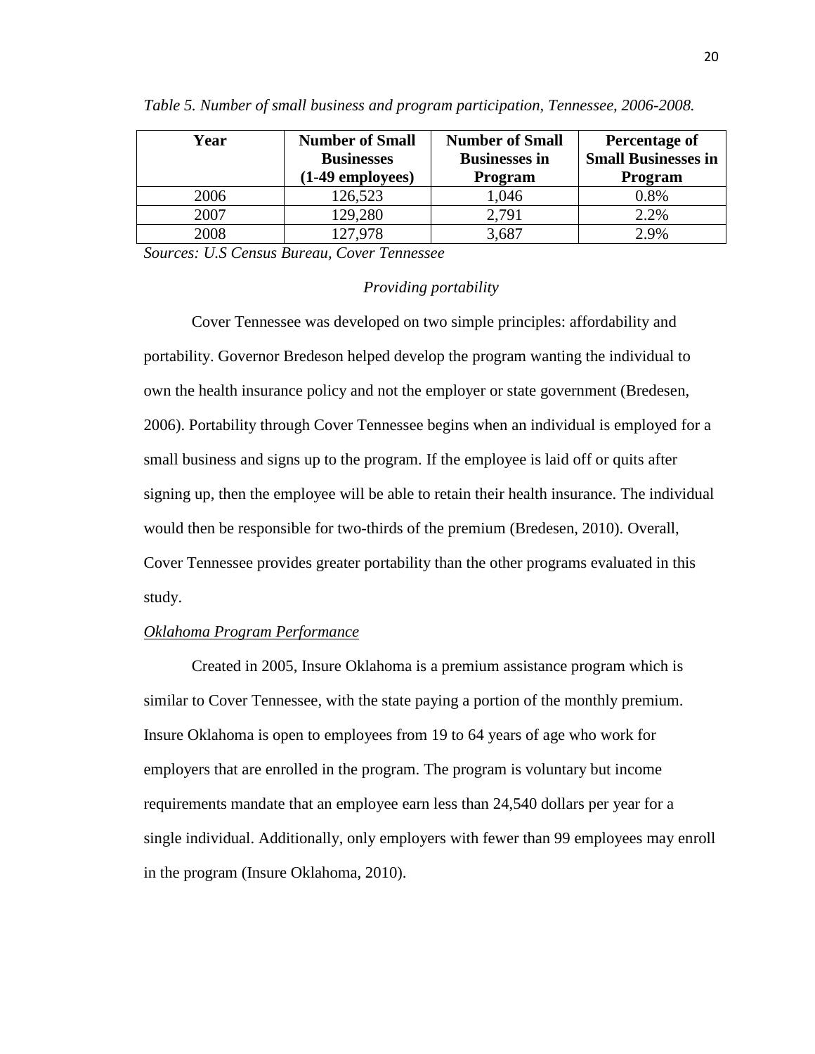*Table 5. Number of small business and program participation, Tennessee, 2006-2008.*

| Year | Number of Small Businesses (1-49 employees) | Number of Small Businesses in Program | Percentage of Small Businesses in Program |
|---|---|---|---|
| 2006 | 126,523 | 1,046 | 0.8% |
| 2007 | 129,280 | 2,791 | 2.2% |
| 2008 | 127,978 | 3,687 | 2.9% |

*Sources: U.S Census Bureau, Cover Tennessee*

*Providing portability*

Cover Tennessee was developed on two simple principles: affordability and portability. Governor Bredeson helped develop the program wanting the individual to own the health insurance policy and not the employer or state government (Bredesen, 2006). Portability through Cover Tennessee begins when an individual is employed for a small business and signs up to the program. If the employee is laid off or quits after signing up, then the employee will be able to retain their health insurance. The individual would then be responsible for two-thirds of the premium (Bredesen, 2010). Overall, Cover Tennessee provides greater portability than the other programs evaluated in this study.

*Oklahoma Program Performance*

Created in 2005, Insure Oklahoma is a premium assistance program which is similar to Cover Tennessee, with the state paying a portion of the monthly premium. Insure Oklahoma is open to employees from 19 to 64 years of age who work for employers that are enrolled in the program. The program is voluntary but income requirements mandate that an employee earn less than 24,540 dollars per year for a single individual. Additionally, only employers with fewer than 99 employees may enroll in the program (Insure Oklahoma, 2010).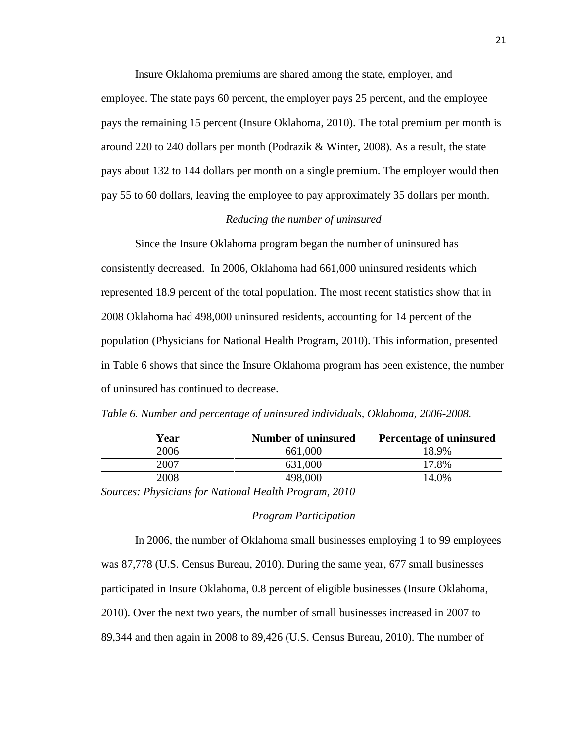Insure Oklahoma premiums are shared among the state, employer, and employee. The state pays 60 percent, the employer pays 25 percent, and the employee pays the remaining 15 percent (Insure Oklahoma, 2010). The total premium per month is around 220 to 240 dollars per month (Podrazik & Winter, 2008). As a result, the state pays about 132 to 144 dollars per month on a single premium. The employer would then pay 55 to 60 dollars, leaving the employee to pay approximately 35 dollars per month.

### *Reducing the number of uninsured*

Since the Insure Oklahoma program began the number of uninsured has consistently decreased. In 2006, Oklahoma had 661,000 uninsured residents which represented 18.9 percent of the total population. The most recent statistics show that in 2008 Oklahoma had 498,000 uninsured residents, accounting for 14 percent of the population (Physicians for National Health Program, 2010). This information, presented in Table 6 shows that since the Insure Oklahoma program has been existence, the number of uninsured has continued to decrease.

*Table 6. Number and percentage of uninsured individuals, Oklahoma, 2006-2008.*

| Year | Number of uninsured | Percentage of uninsured |
|---|---|---|
| 2006 | 661,000 | 18.9% |
| 2007 | 631,000 | 17.8% |
| 2008 | 498,000 | 14.0% |

*Sources: Physicians for National Health Program, 2010*

### *Program Participation*

In 2006, the number of Oklahoma small businesses employing 1 to 99 employees was 87,778 (U.S. Census Bureau, 2010). During the same year, 677 small businesses participated in Insure Oklahoma, 0.8 percent of eligible businesses (Insure Oklahoma, 2010). Over the next two years, the number of small businesses increased in 2007 to 89,344 and then again in 2008 to 89,426 (U.S. Census Bureau, 2010). The number of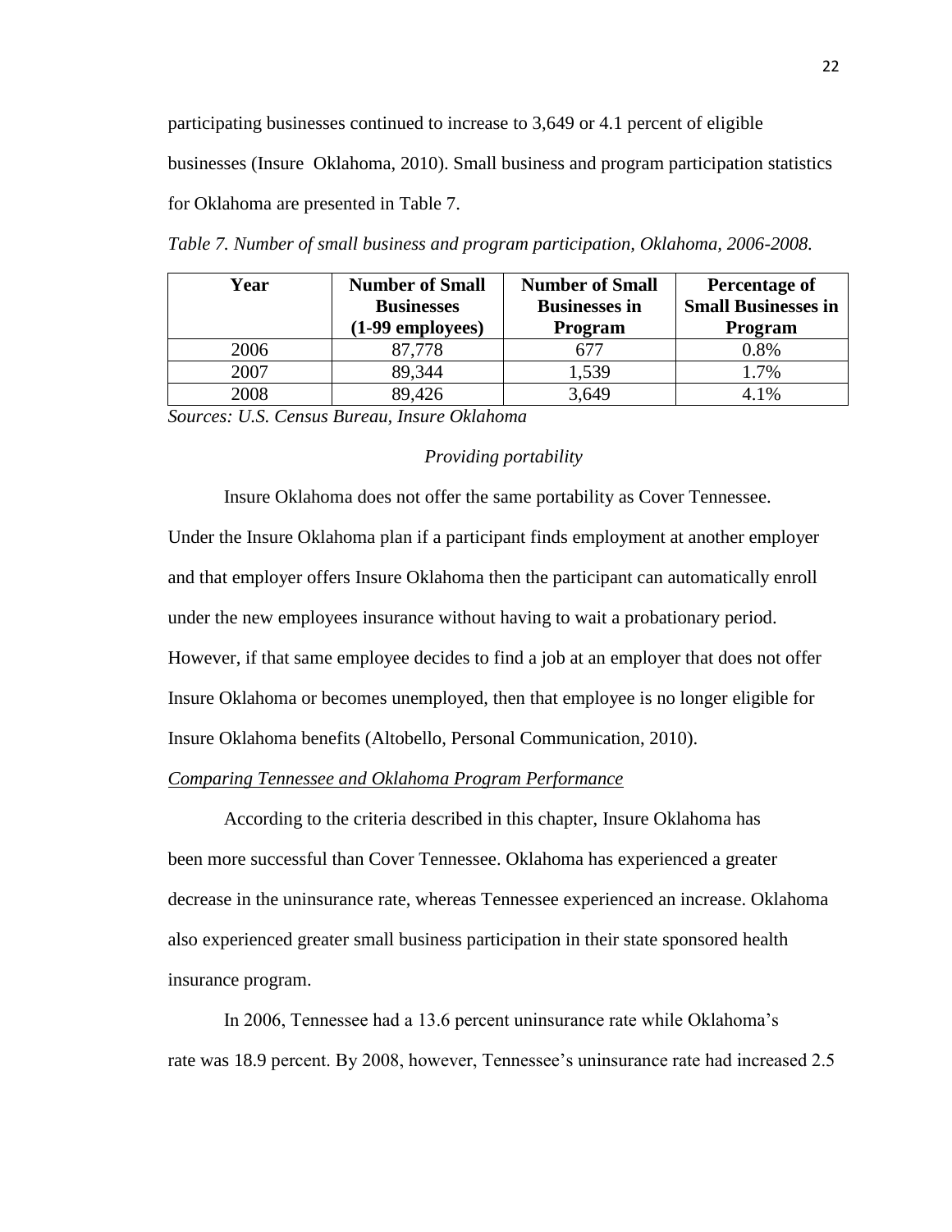participating businesses continued to increase to 3,649 or 4.1 percent of eligible businesses (Insure  Oklahoma, 2010). Small business and program participation statistics for Oklahoma are presented in Table 7.

*Table 7. Number of small business and program participation, Oklahoma, 2006-2008.*

| Year | Number of Small Businesses (1-99 employees) | Number of Small Businesses in Program | Percentage of Small Businesses in Program |
|---|---|---|---|
| 2006 | 87,778 | 677 | 0.8% |
| 2007 | 89,344 | 1,539 | 1.7% |
| 2008 | 89,426 | 3,649 | 4.1% |

*Sources: U.S. Census Bureau, Insure Oklahoma*

*Providing portability*

Insure Oklahoma does not offer the same portability as Cover Tennessee. Under the Insure Oklahoma plan if a participant finds employment at another employer and that employer offers Insure Oklahoma then the participant can automatically enroll under the new employees insurance without having to wait a probationary period. However, if that same employee decides to find a job at an employer that does not offer Insure Oklahoma or becomes unemployed, then that employee is no longer eligible for Insure Oklahoma benefits (Altobello, Personal Communication, 2010).

*Comparing Tennessee and Oklahoma Program Performance*

According to the criteria described in this chapter, Insure Oklahoma has been more successful than Cover Tennessee. Oklahoma has experienced a greater decrease in the uninsurance rate, whereas Tennessee experienced an increase. Oklahoma also experienced greater small business participation in their state sponsored health insurance program.

In 2006, Tennessee had a 13.6 percent uninsurance rate while Oklahoma's rate was 18.9 percent. By 2008, however, Tennessee's uninsurance rate had increased 2.5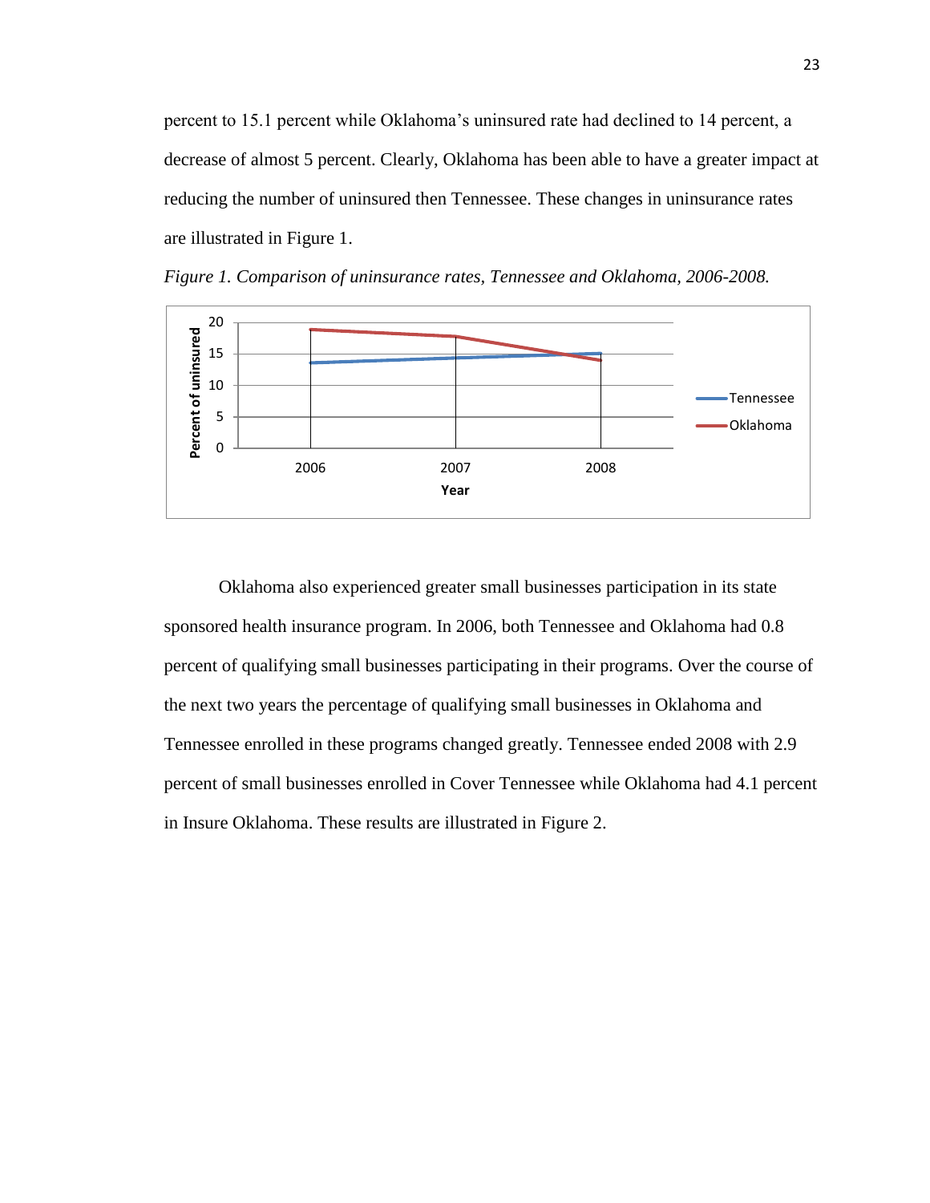percent to 15.1 percent while Oklahoma's uninsured rate had declined to 14 percent, a decrease of almost 5 percent. Clearly, Oklahoma has been able to have a greater impact at reducing the number of uninsured then Tennessee. These changes in uninsurance rates are illustrated in Figure 1.

*Figure 1. Comparison of uninsurance rates, Tennessee and Oklahoma, 2006-2008.*

Oklahoma also experienced greater small businesses participation in its state sponsored health insurance program. In 2006, both Tennessee and Oklahoma had 0.8 percent of qualifying small businesses participating in their programs. Over the course of the next two years the percentage of qualifying small businesses in Oklahoma and Tennessee enrolled in these programs changed greatly. Tennessee ended 2008 with 2.9 percent of small businesses enrolled in Cover Tennessee while Oklahoma had 4.1 percent in Insure Oklahoma. These results are illustrated in Figure 2.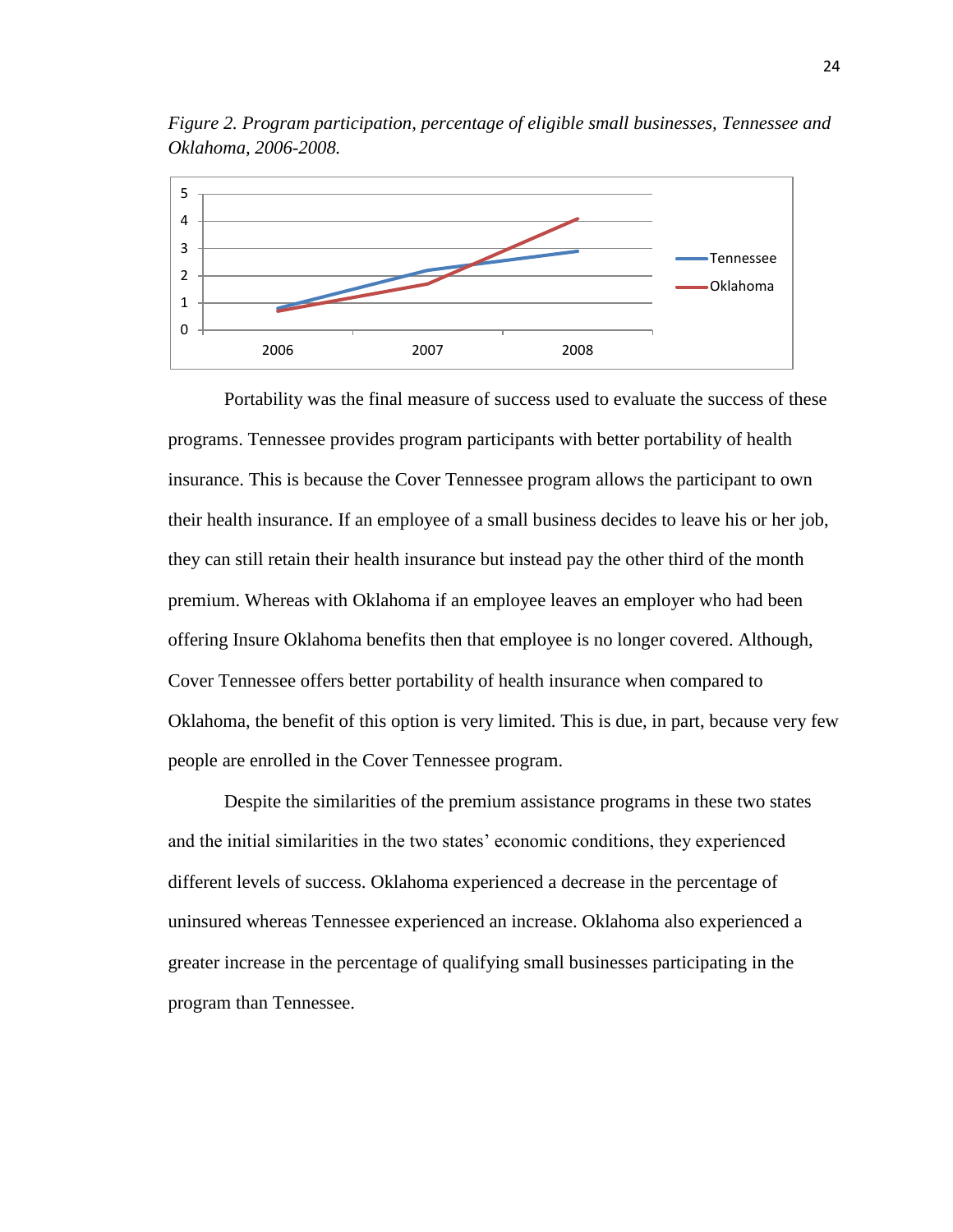*Figure 2. Program participation, percentage of eligible small businesses, Tennessee and Oklahoma, 2006-2008.*

Portability was the final measure of success used to evaluate the success of these programs. Tennessee provides program participants with better portability of health insurance. This is because the Cover Tennessee program allows the participant to own their health insurance. If an employee of a small business decides to leave his or her job, they can still retain their health insurance but instead pay the other third of the month premium. Whereas with Oklahoma if an employee leaves an employer who had been offering Insure Oklahoma benefits then that employee is no longer covered. Although, Cover Tennessee offers better portability of health insurance when compared to Oklahoma, the benefit of this option is very limited. This is due, in part, because very few people are enrolled in the Cover Tennessee program.

Despite the similarities of the premium assistance programs in these two states and the initial similarities in the two states' economic conditions, they experienced different levels of success. Oklahoma experienced a decrease in the percentage of uninsured whereas Tennessee experienced an increase. Oklahoma also experienced a greater increase in the percentage of qualifying small businesses participating in the program than Tennessee.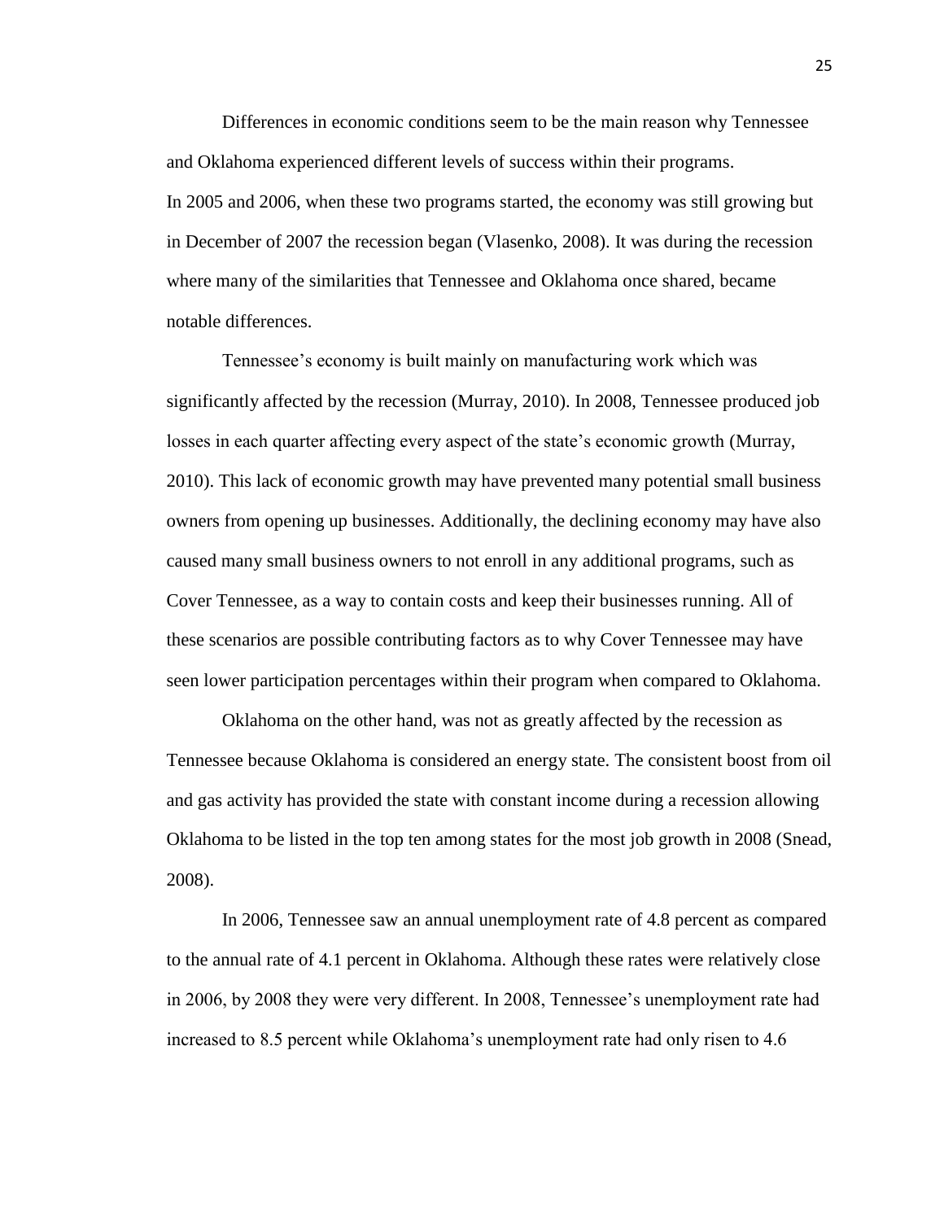Differences in economic conditions seem to be the main reason why Tennessee and Oklahoma experienced different levels of success within their programs. In 2005 and 2006, when these two programs started, the economy was still growing but in December of 2007 the recession began (Vlasenko, 2008). It was during the recession where many of the similarities that Tennessee and Oklahoma once shared, became notable differences.

Tennessee's economy is built mainly on manufacturing work which was significantly affected by the recession (Murray, 2010). In 2008, Tennessee produced job losses in each quarter affecting every aspect of the state's economic growth (Murray, 2010). This lack of economic growth may have prevented many potential small business owners from opening up businesses. Additionally, the declining economy may have also caused many small business owners to not enroll in any additional programs, such as Cover Tennessee, as a way to contain costs and keep their businesses running. All of these scenarios are possible contributing factors as to why Cover Tennessee may have seen lower participation percentages within their program when compared to Oklahoma.

Oklahoma on the other hand, was not as greatly affected by the recession as Tennessee because Oklahoma is considered an energy state. The consistent boost from oil and gas activity has provided the state with constant income during a recession allowing Oklahoma to be listed in the top ten among states for the most job growth in 2008 (Snead, 2008).

In 2006, Tennessee saw an annual unemployment rate of 4.8 percent as compared to the annual rate of 4.1 percent in Oklahoma. Although these rates were relatively close in 2006, by 2008 they were very different. In 2008, Tennessee's unemployment rate had increased to 8.5 percent while Oklahoma's unemployment rate had only risen to 4.6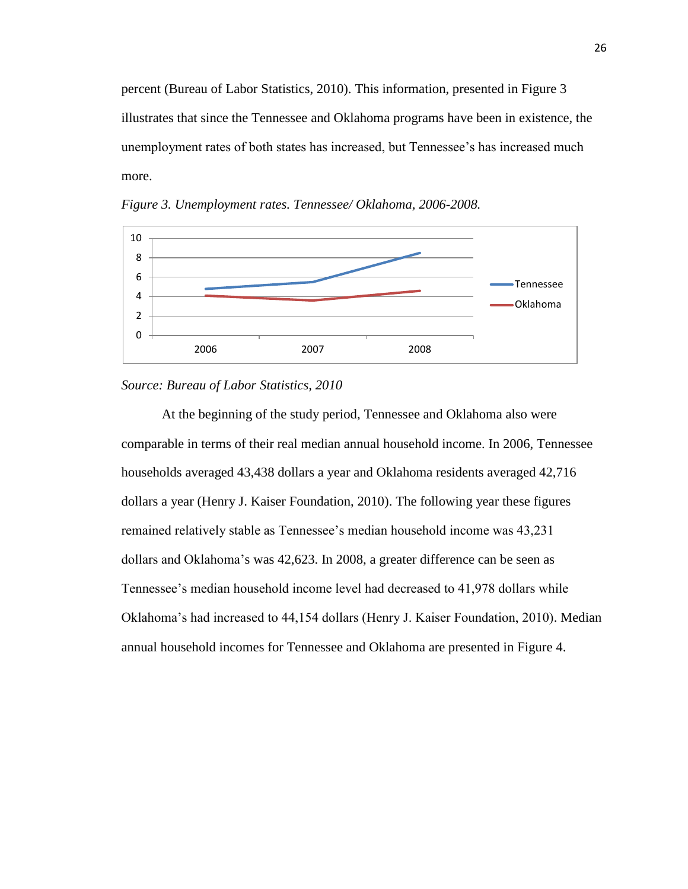percent (Bureau of Labor Statistics, 2010). This information, presented in Figure 3 illustrates that since the Tennessee and Oklahoma programs have been in existence, the unemployment rates of both states has increased, but Tennessee's has increased much more.

*Figure 3. Unemployment rates. Tennessee/ Oklahoma, 2006-2008.*

*Source: Bureau of Labor Statistics, 2010*

At the beginning of the study period, Tennessee and Oklahoma also were comparable in terms of their real median annual household income. In 2006, Tennessee households averaged 43,438 dollars a year and Oklahoma residents averaged 42,716 dollars a year (Henry J. Kaiser Foundation, 2010). The following year these figures remained relatively stable as Tennessee's median household income was 43,231 dollars and Oklahoma's was 42,623. In 2008, a greater difference can be seen as Tennessee's median household income level had decreased to 41,978 dollars while Oklahoma's had increased to 44,154 dollars (Henry J. Kaiser Foundation, 2010). Median annual household incomes for Tennessee and Oklahoma are presented in Figure 4.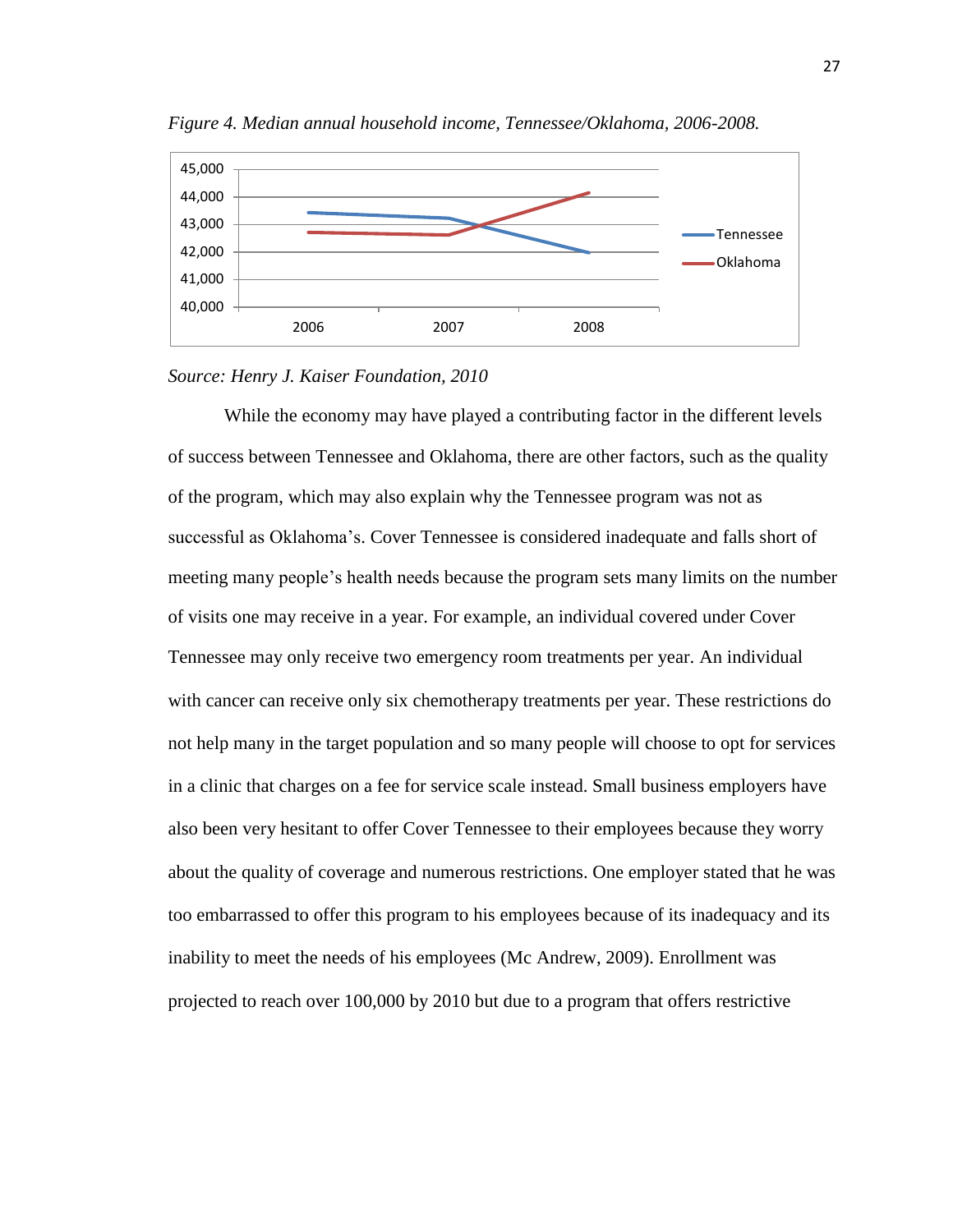*Figure 4. Median annual household income, Tennessee/Oklahoma, 2006-2008.*

*Source: Henry J. Kaiser Foundation, 2010*

While the economy may have played a contributing factor in the different levels of success between Tennessee and Oklahoma, there are other factors, such as the quality of the program, which may also explain why the Tennessee program was not as successful as Oklahoma's. Cover Tennessee is considered inadequate and falls short of meeting many people's health needs because the program sets many limits on the number of visits one may receive in a year. For example, an individual covered under Cover Tennessee may only receive two emergency room treatments per year. An individual with cancer can receive only six chemotherapy treatments per year. These restrictions do not help many in the target population and so many people will choose to opt for services in a clinic that charges on a fee for service scale instead. Small business employers have also been very hesitant to offer Cover Tennessee to their employees because they worry about the quality of coverage and numerous restrictions. One employer stated that he was too embarrassed to offer this program to his employees because of its inadequacy and its inability to meet the needs of his employees (Mc Andrew, 2009). Enrollment was projected to reach over 100,000 by 2010 but due to a program that offers restrictive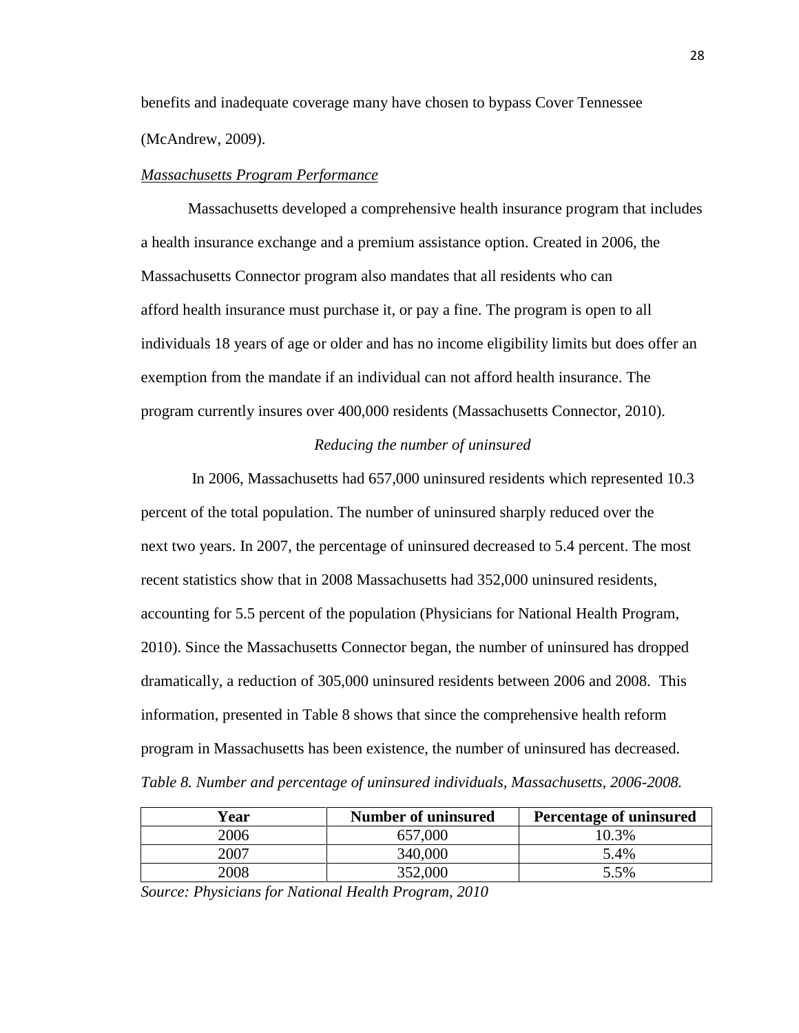benefits and inadequate coverage many have chosen to bypass Cover Tennessee (McAndrew, 2009).

*Massachusetts Program Performance*

Massachusetts developed a comprehensive health insurance program that includes a health insurance exchange and a premium assistance option. Created in 2006, the Massachusetts Connector program also mandates that all residents who can afford health insurance must purchase it, or pay a fine. The program is open to all individuals 18 years of age or older and has no income eligibility limits but does offer an exemption from the mandate if an individual can not afford health insurance. The program currently insures over 400,000 residents (Massachusetts Connector, 2010).

*Reducing the number of uninsured*

In 2006, Massachusetts had 657,000 uninsured residents which represented 10.3 percent of the total population. The number of uninsured sharply reduced over the next two years. In 2007, the percentage of uninsured decreased to 5.4 percent. The most recent statistics show that in 2008 Massachusetts had 352,000 uninsured residents, accounting for 5.5 percent of the population (Physicians for National Health Program, 2010). Since the Massachusetts Connector began, the number of uninsured has dropped dramatically, a reduction of 305,000 uninsured residents between 2006 and 2008. This information, presented in Table 8 shows that since the comprehensive health reform program in Massachusetts has been existence, the number of uninsured has decreased.

*Table 8. Number and percentage of uninsured individuals, Massachusetts, 2006-2008.*

| Year | Number of uninsured | Percentage of uninsured |
|---|---|---|
| 2006 | 657,000 | 10.3% |
| 2007 | 340,000 | 5.4% |
| 2008 | 352,000 | 5.5% |

*Source: Physicians for National Health Program, 2010*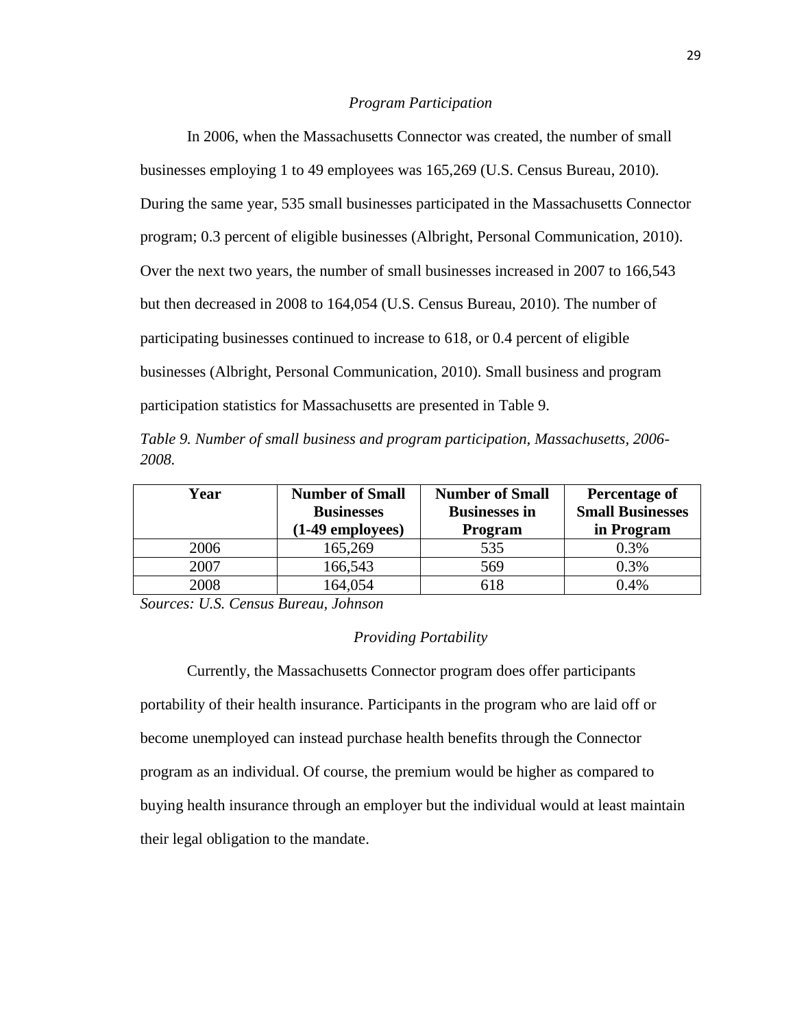*Program Participation*

In 2006, when the Massachusetts Connector was created, the number of small businesses employing 1 to 49 employees was 165,269 (U.S. Census Bureau, 2010). During the same year, 535 small businesses participated in the Massachusetts Connector program; 0.3 percent of eligible businesses (Albright, Personal Communication, 2010). Over the next two years, the number of small businesses increased in 2007 to 166,543 but then decreased in 2008 to 164,054 (U.S. Census Bureau, 2010). The number of participating businesses continued to increase to 618, or 0.4 percent of eligible businesses (Albright, Personal Communication, 2010). Small business and program participation statistics for Massachusetts are presented in Table 9.

*Table 9. Number of small business and program participation, Massachusetts, 2006-2008.*

| Year | Number of Small Businesses (1-49 employees) | Number of Small Businesses in Program | Percentage of Small Businesses in Program |
|---|---|---|---|
| 2006 | 165,269 | 535 | 0.3% |
| 2007 | 166,543 | 569 | 0.3% |
| 2008 | 164,054 | 618 | 0.4% |

*Sources: U.S. Census Bureau, Johnson*

*Providing Portability*

Currently, the Massachusetts Connector program does offer participants portability of their health insurance. Participants in the program who are laid off or become unemployed can instead purchase health benefits through the Connector program as an individual. Of course, the premium would be higher as compared to buying health insurance through an employer but the individual would at least maintain their legal obligation to the mandate.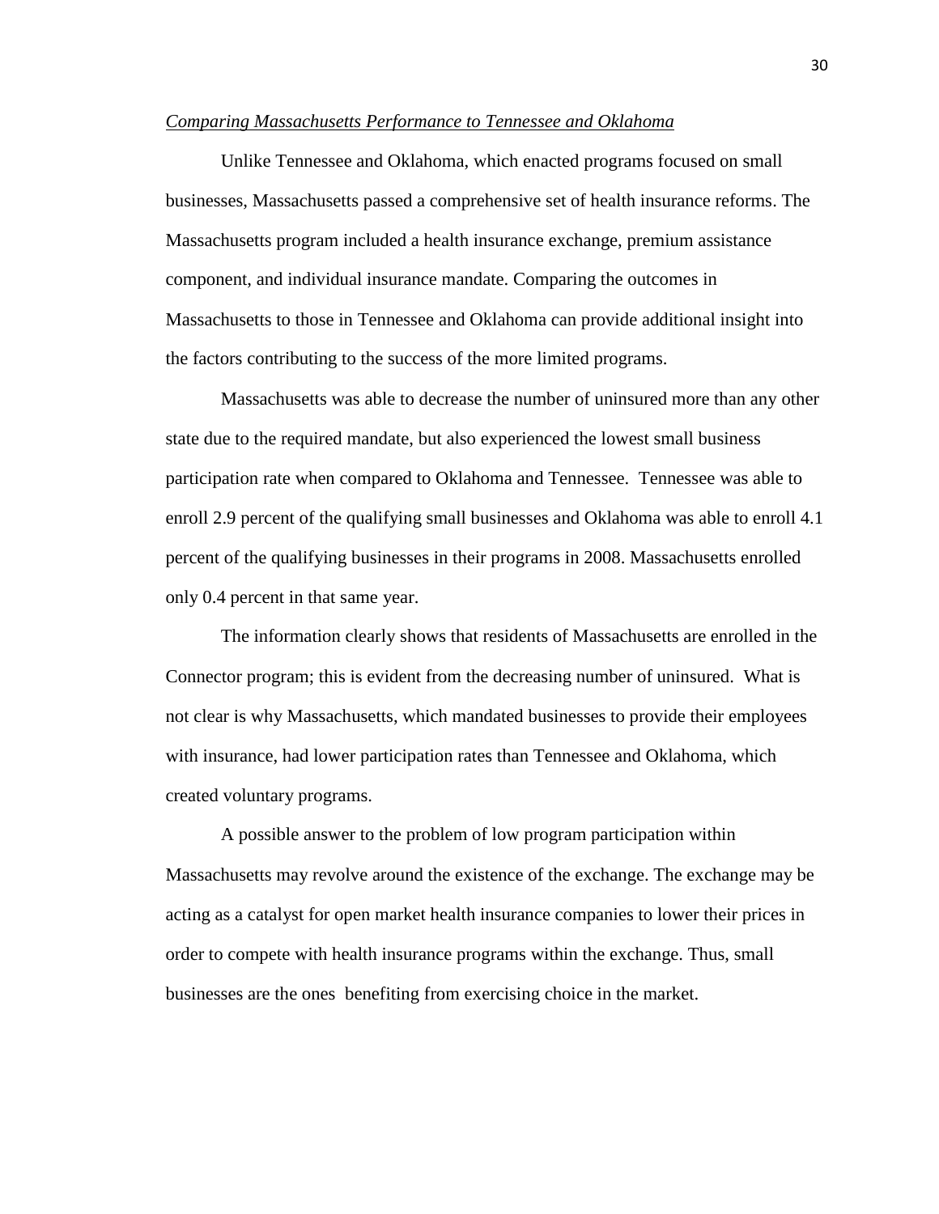*Comparing Massachusetts Performance to Tennessee and Oklahoma*

Unlike Tennessee and Oklahoma, which enacted programs focused on small businesses, Massachusetts passed a comprehensive set of health insurance reforms. The Massachusetts program included a health insurance exchange, premium assistance component, and individual insurance mandate. Comparing the outcomes in Massachusetts to those in Tennessee and Oklahoma can provide additional insight into the factors contributing to the success of the more limited programs.

Massachusetts was able to decrease the number of uninsured more than any other state due to the required mandate, but also experienced the lowest small business participation rate when compared to Oklahoma and Tennessee. Tennessee was able to enroll 2.9 percent of the qualifying small businesses and Oklahoma was able to enroll 4.1 percent of the qualifying businesses in their programs in 2008. Massachusetts enrolled only 0.4 percent in that same year.

The information clearly shows that residents of Massachusetts are enrolled in the Connector program; this is evident from the decreasing number of uninsured. What is not clear is why Massachusetts, which mandated businesses to provide their employees with insurance, had lower participation rates than Tennessee and Oklahoma, which created voluntary programs.

A possible answer to the problem of low program participation within Massachusetts may revolve around the existence of the exchange. The exchange may be acting as a catalyst for open market health insurance companies to lower their prices in order to compete with health insurance programs within the exchange. Thus, small businesses are the ones benefiting from exercising choice in the market.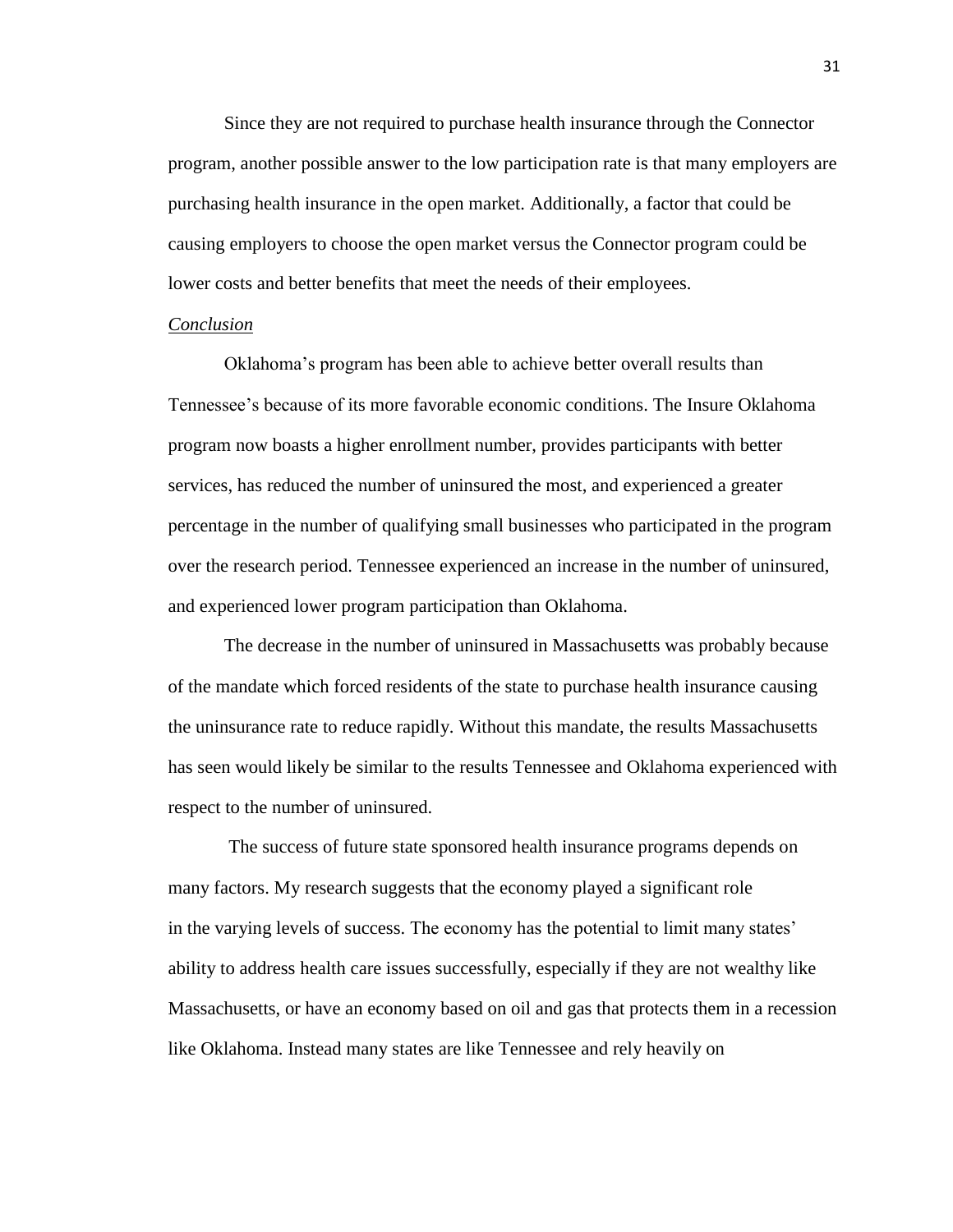Since they are not required to purchase health insurance through the Connector program, another possible answer to the low participation rate is that many employers are purchasing health insurance in the open market. Additionally, a factor that could be causing employers to choose the open market versus the Connector program could be lower costs and better benefits that meet the needs of their employees.

*Conclusion*

Oklahoma's program has been able to achieve better overall results than Tennessee's because of its more favorable economic conditions. The Insure Oklahoma program now boasts a higher enrollment number, provides participants with better services, has reduced the number of uninsured the most, and experienced a greater percentage in the number of qualifying small businesses who participated in the program over the research period. Tennessee experienced an increase in the number of uninsured, and experienced lower program participation than Oklahoma.

The decrease in the number of uninsured in Massachusetts was probably because of the mandate which forced residents of the state to purchase health insurance causing the uninsurance rate to reduce rapidly. Without this mandate, the results Massachusetts has seen would likely be similar to the results Tennessee and Oklahoma experienced with respect to the number of uninsured.

The success of future state sponsored health insurance programs depends on many factors. My research suggests that the economy played a significant role in the varying levels of success. The economy has the potential to limit many states' ability to address health care issues successfully, especially if they are not wealthy like Massachusetts, or have an economy based on oil and gas that protects them in a recession like Oklahoma. Instead many states are like Tennessee and rely heavily on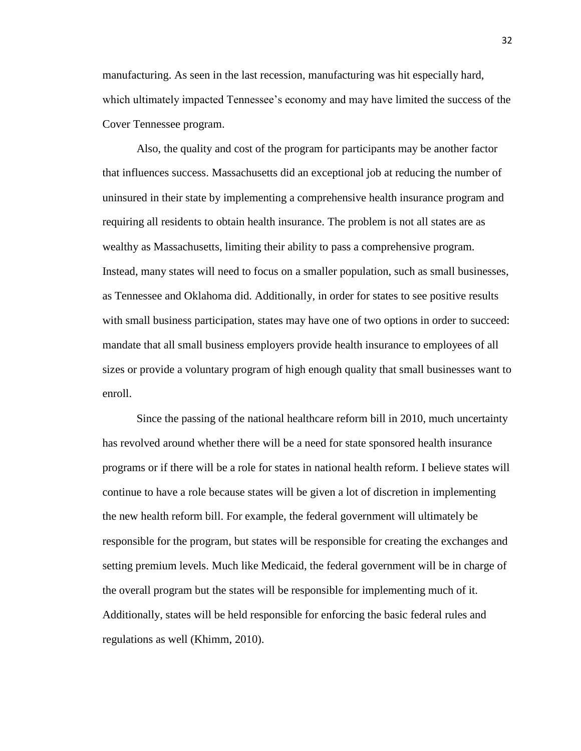manufacturing. As seen in the last recession, manufacturing was hit especially hard, which ultimately impacted Tennessee's economy and may have limited the success of the Cover Tennessee program.

Also, the quality and cost of the program for participants may be another factor that influences success. Massachusetts did an exceptional job at reducing the number of uninsured in their state by implementing a comprehensive health insurance program and requiring all residents to obtain health insurance. The problem is not all states are as wealthy as Massachusetts, limiting their ability to pass a comprehensive program. Instead, many states will need to focus on a smaller population, such as small businesses, as Tennessee and Oklahoma did. Additionally, in order for states to see positive results with small business participation, states may have one of two options in order to succeed: mandate that all small business employers provide health insurance to employees of all sizes or provide a voluntary program of high enough quality that small businesses want to enroll.

Since the passing of the national healthcare reform bill in 2010, much uncertainty has revolved around whether there will be a need for state sponsored health insurance programs or if there will be a role for states in national health reform. I believe states will continue to have a role because states will be given a lot of discretion in implementing the new health reform bill. For example, the federal government will ultimately be responsible for the program, but states will be responsible for creating the exchanges and setting premium levels. Much like Medicaid, the federal government will be in charge of the overall program but the states will be responsible for implementing much of it. Additionally, states will be held responsible for enforcing the basic federal rules and regulations as well (Khimm, 2010).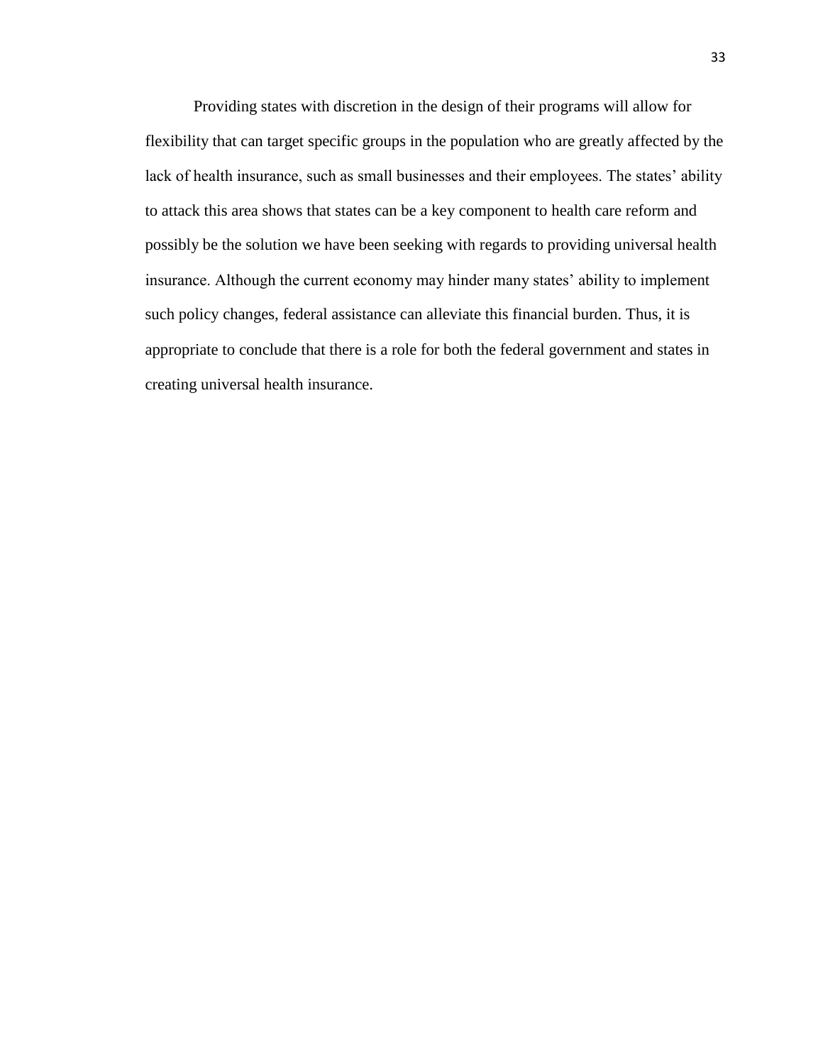Providing states with discretion in the design of their programs will allow for flexibility that can target specific groups in the population who are greatly affected by the lack of health insurance, such as small businesses and their employees. The states' ability to attack this area shows that states can be a key component to health care reform and possibly be the solution we have been seeking with regards to providing universal health insurance. Although the current economy may hinder many states' ability to implement such policy changes, federal assistance can alleviate this financial burden. Thus, it is appropriate to conclude that there is a role for both the federal government and states in creating universal health insurance.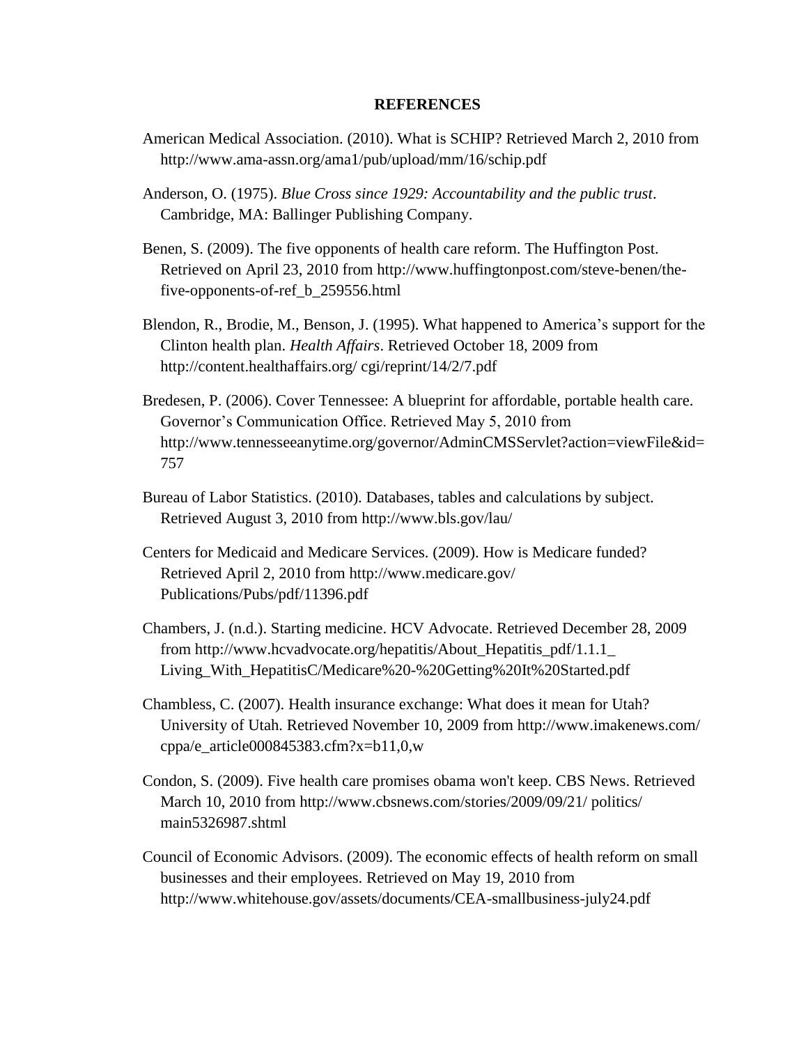**REFERENCES**

American Medical Association. (2010). What is SCHIP? Retrieved March 2, 2010 from http://www.ama-assn.org/ama1/pub/upload/mm/16/schip.pdf

Anderson, O. (1975). *Blue Cross since 1929: Accountability and the public trust*. Cambridge, MA: Ballinger Publishing Company.

Benen, S. (2009). The five opponents of health care reform. The Huffington Post. Retrieved on April 23, 2010 from http://www.huffingtonpost.com/steve-benen/the-five-opponents-of-ref_b_259556.html

Blendon, R., Brodie, M., Benson, J. (1995). What happened to America's support for the Clinton health plan. *Health Affairs*. Retrieved October 18, 2009 from http://content.healthaffairs.org/ cgi/reprint/14/2/7.pdf

Bredesen, P. (2006). Cover Tennessee: A blueprint for affordable, portable health care. Governor's Communication Office. Retrieved May 5, 2010 from http://www.tennesseeanytime.org/governor/AdminCMSServlet?action=viewFile&id=757

Bureau of Labor Statistics. (2010). Databases, tables and calculations by subject. Retrieved August 3, 2010 from http://www.bls.gov/lau/

Centers for Medicaid and Medicare Services. (2009). How is Medicare funded? Retrieved April 2, 2010 from http://www.medicare.gov/ Publications/Pubs/pdf/11396.pdf

Chambers, J. (n.d.). Starting medicine. HCV Advocate. Retrieved December 28, 2009 from http://www.hcvadvocate.org/hepatitis/About_Hepatitis_pdf/1.1.1_ Living_With_HepatitisC/Medicare%20-%20Getting%20It%20Started.pdf

Chambless, C. (2007). Health insurance exchange: What does it mean for Utah? University of Utah. Retrieved November 10, 2009 from http://www.imakenews.com/ cppa/e_article000845383.cfm?x=b11,0,w

Condon, S. (2009). Five health care promises obama won't keep. CBS News. Retrieved March 10, 2010 from http://www.cbsnews.com/stories/2009/09/21/ politics/ main5326987.shtml

Council of Economic Advisors. (2009). The economic effects of health reform on small businesses and their employees. Retrieved on May 19, 2010 from http://www.whitehouse.gov/assets/documents/CEA-smallbusiness-july24.pdf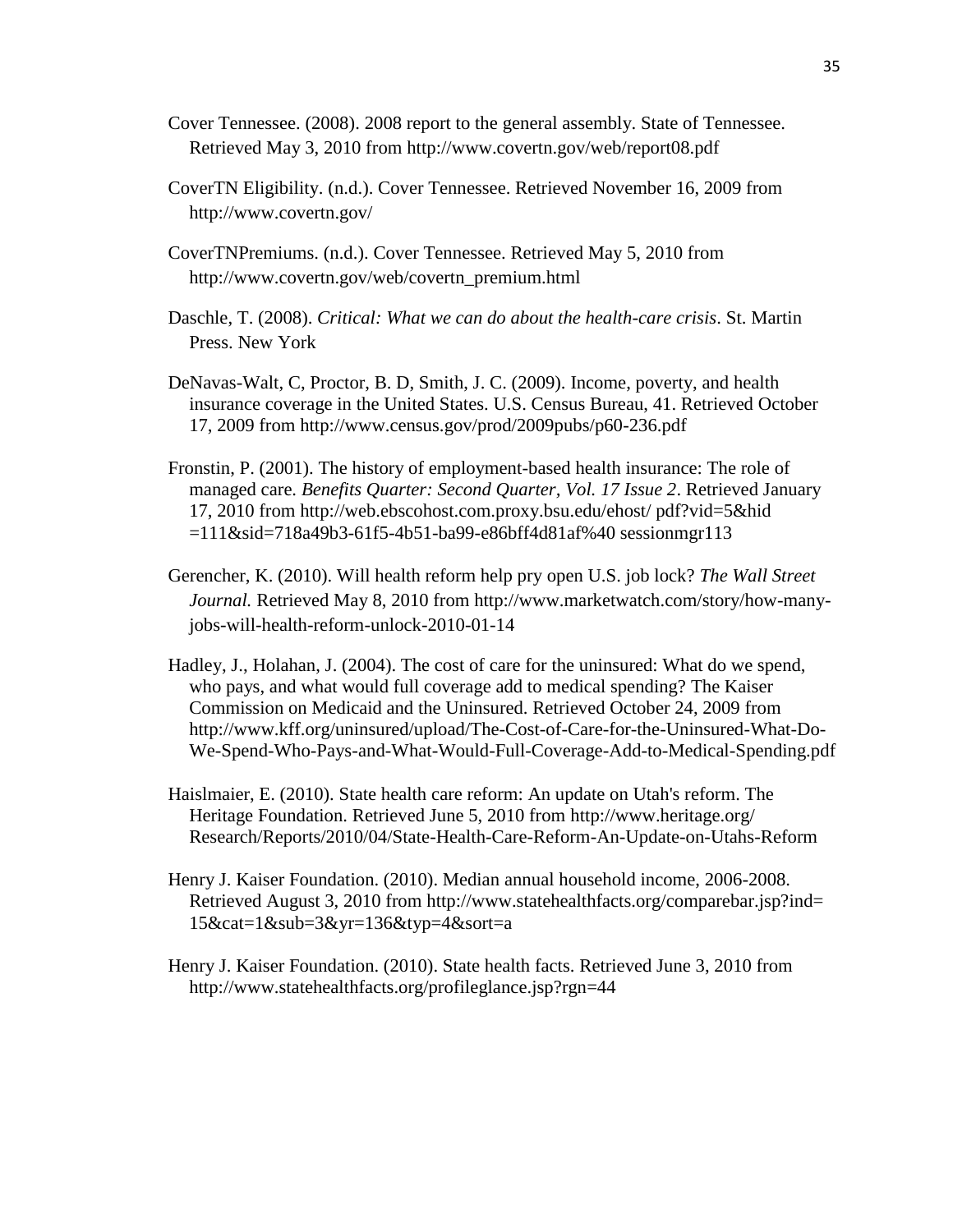Cover Tennessee. (2008). 2008 report to the general assembly. State of Tennessee. Retrieved May 3, 2010 from http://www.covertn.gov/web/report08.pdf

CoverTN Eligibility. (n.d.). Cover Tennessee. Retrieved November 16, 2009 from http://www.covertn.gov/

CoverTNPremiums. (n.d.). Cover Tennessee. Retrieved May 5, 2010 from http://www.covertn.gov/web/covertn_premium.html

Daschle, T. (2008). *Critical: What we can do about the health-care crisis*. St. Martin Press. New York

DeNavas-Walt, C, Proctor, B. D, Smith, J. C. (2009). Income, poverty, and health insurance coverage in the United States. U.S. Census Bureau, 41. Retrieved October 17, 2009 from http://www.census.gov/prod/2009pubs/p60-236.pdf

Fronstin, P. (2001). The history of employment-based health insurance: The role of managed care. *Benefits Quarter: Second Quarter, Vol. 17 Issue 2*. Retrieved January 17, 2010 from http://web.ebscohost.com.proxy.bsu.edu/ehost/ pdf?vid=5&hid =111&sid=718a49b3-61f5-4b51-ba99-e86bff4d81af%40 sessionmgr113

Gerencher, K. (2010). Will health reform help pry open U.S. job lock? *The Wall Street Journal.* Retrieved May 8, 2010 from http://www.marketwatch.com/story/how-many-jobs-will-health-reform-unlock-2010-01-14

Hadley, J., Holahan, J. (2004). The cost of care for the uninsured: What do we spend, who pays, and what would full coverage add to medical spending? The Kaiser Commission on Medicaid and the Uninsured. Retrieved October 24, 2009 from http://www.kff.org/uninsured/upload/The-Cost-of-Care-for-the-Uninsured-What-Do-We-Spend-Who-Pays-and-What-Would-Full-Coverage-Add-to-Medical-Spending.pdf

Haislmaier, E. (2010). State health care reform: An update on Utah's reform. The Heritage Foundation. Retrieved June 5, 2010 from http://www.heritage.org/ Research/Reports/2010/04/State-Health-Care-Reform-An-Update-on-Utahs-Reform

Henry J. Kaiser Foundation. (2010). Median annual household income, 2006-2008. Retrieved August 3, 2010 from http://www.statehealthfacts.org/comparebar.jsp?ind= 15&cat=1&sub=3&yr=136&typ=4&sort=a

Henry J. Kaiser Foundation. (2010). State health facts. Retrieved June 3, 2010 from http://www.statehealthfacts.org/profileglance.jsp?rgn=44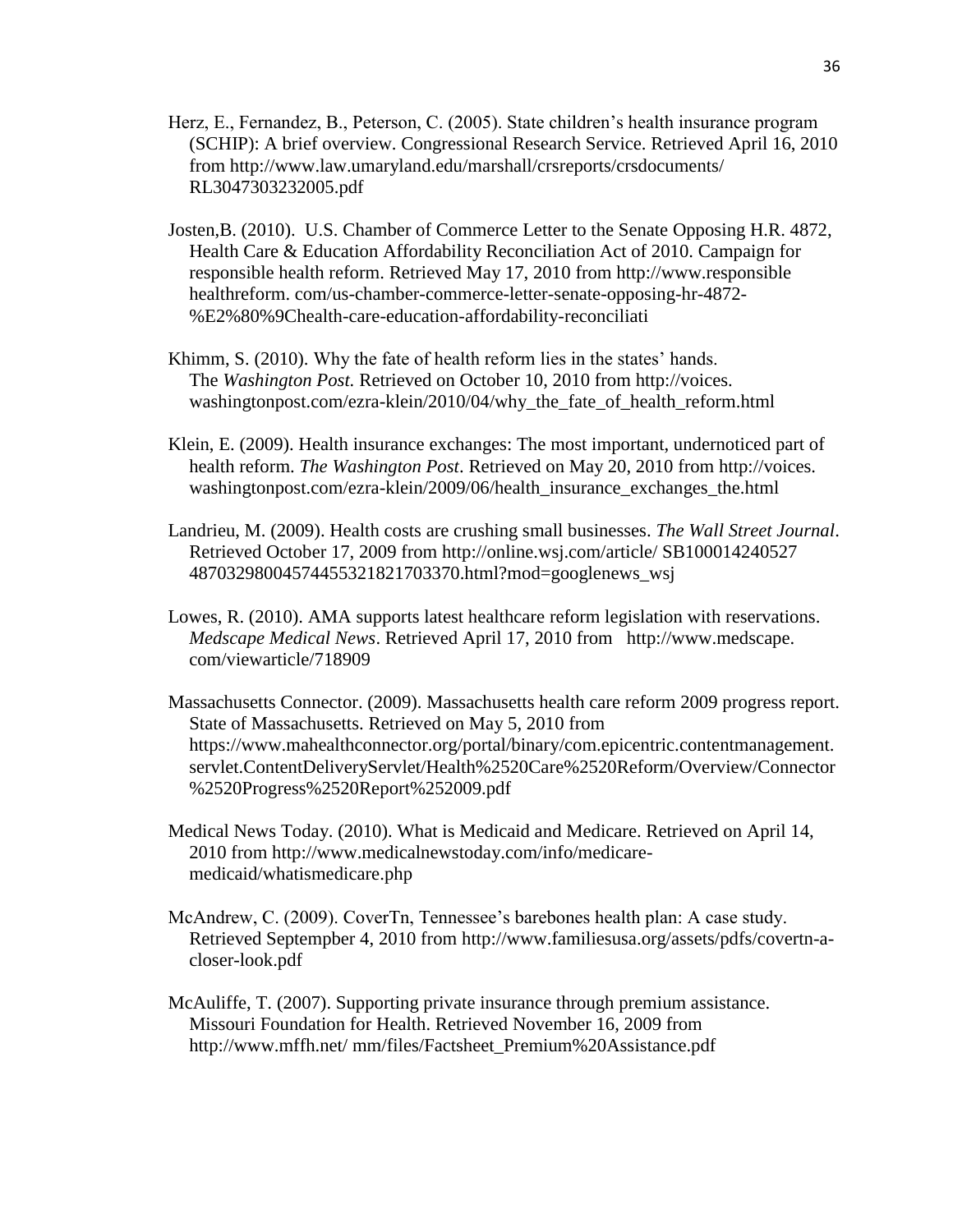Herz, E., Fernandez, B., Peterson, C. (2005). State children's health insurance program (SCHIP): A brief overview. Congressional Research Service. Retrieved April 16, 2010 from http://www.law.umaryland.edu/marshall/crsreports/crsdocuments/ RL3047303232005.pdf

Josten,B. (2010). U.S. Chamber of Commerce Letter to the Senate Opposing H.R. 4872, Health Care & Education Affordability Reconciliation Act of 2010. Campaign for responsible health reform. Retrieved May 17, 2010 from http://www.responsible healthreform. com/us-chamber-commerce-letter-senate-opposing-hr-4872-%E2%80%9Chealth-care-education-affordability-reconciliati

Khimm, S. (2010). Why the fate of health reform lies in the states' hands. The *Washington Post.* Retrieved on October 10, 2010 from http://voices. washingtonpost.com/ezra-klein/2010/04/why_the_fate_of_health_reform.html

Klein, E. (2009). Health insurance exchanges: The most important, undernoticed part of health reform. *The Washington Post*. Retrieved on May 20, 2010 from http://voices. washingtonpost.com/ezra-klein/2009/06/health_insurance_exchanges_the.html

Landrieu, M. (2009). Health costs are crushing small businesses. *The Wall Street Journal*. Retrieved October 17, 2009 from http://online.wsj.com/article/ SB100014240527 48703298004574455321821703370.html?mod=googlenews_wsj

Lowes, R. (2010). AMA supports latest healthcare reform legislation with reservations. *Medscape Medical News*. Retrieved April 17, 2010 from http://www.medscape. com/viewarticle/718909

Massachusetts Connector. (2009). Massachusetts health care reform 2009 progress report. State of Massachusetts. Retrieved on May 5, 2010 from https://www.mahealthconnector.org/portal/binary/com.epicentric.contentmanagement. servlet.ContentDeliveryServlet/Health%2520Care%2520Reform/Overview/Connector %2520Progress%2520Report%252009.pdf

Medical News Today. (2010). What is Medicaid and Medicare. Retrieved on April 14, 2010 from http://www.medicalnewstoday.com/info/medicare-medicaid/whatismedicare.php

McAndrew, C. (2009). CoverTn, Tennessee's barebones health plan: A case study. Retrieved Septempber 4, 2010 from http://www.familiesusa.org/assets/pdfs/covertn-a-closer-look.pdf

McAuliffe, T. (2007). Supporting private insurance through premium assistance. Missouri Foundation for Health. Retrieved November 16, 2009 from http://www.mffh.net/ mm/files/Factsheet_Premium%20Assistance.pdf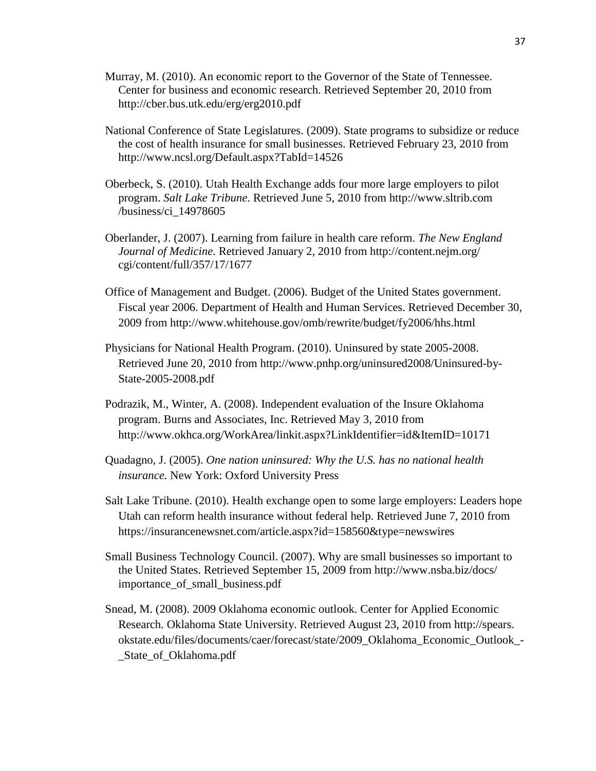Murray, M. (2010). An economic report to the Governor of the State of Tennessee. Center for business and economic research. Retrieved September 20, 2010 from http://cber.bus.utk.edu/erg/erg2010.pdf

National Conference of State Legislatures. (2009). State programs to subsidize or reduce the cost of health insurance for small businesses. Retrieved February 23, 2010 from http://www.ncsl.org/Default.aspx?TabId=14526

Oberbeck, S. (2010). Utah Health Exchange adds four more large employers to pilot program. *Salt Lake Tribune*. Retrieved June 5, 2010 from http://www.sltrib.com /business/ci_14978605

Oberlander, J. (2007). Learning from failure in health care reform. *The New England Journal of Medicine.* Retrieved January 2, 2010 from http://content.nejm.org/ cgi/content/full/357/17/1677

Office of Management and Budget. (2006). Budget of the United States government. Fiscal year 2006. Department of Health and Human Services. Retrieved December 30, 2009 from http://www.whitehouse.gov/omb/rewrite/budget/fy2006/hhs.html

Physicians for National Health Program. (2010). Uninsured by state 2005-2008. Retrieved June 20, 2010 from http://www.pnhp.org/uninsured2008/Uninsured-by-State-2005-2008.pdf

Podrazik, M., Winter, A. (2008). Independent evaluation of the Insure Oklahoma program. Burns and Associates, Inc. Retrieved May 3, 2010 from http://www.okhca.org/WorkArea/linkit.aspx?LinkIdentifier=id&ItemID=10171

Quadagno, J. (2005). *One nation uninsured: Why the U.S. has no national health insurance.* New York: Oxford University Press

Salt Lake Tribune. (2010). Health exchange open to some large employers: Leaders hope Utah can reform health insurance without federal help. Retrieved June 7, 2010 from https://insurancenewsnet.com/article.aspx?id=158560&type=newswires

Small Business Technology Council. (2007). Why are small businesses so important to the United States. Retrieved September 15, 2009 from http://www.nsba.biz/docs/ importance_of_small_business.pdf

Snead, M. (2008). 2009 Oklahoma economic outlook. Center for Applied Economic Research. Oklahoma State University. Retrieved August 23, 2010 from http://spears. okstate.edu/files/documents/caer/forecast/state/2009_Oklahoma_Economic_Outlook_-_State_of_Oklahoma.pdf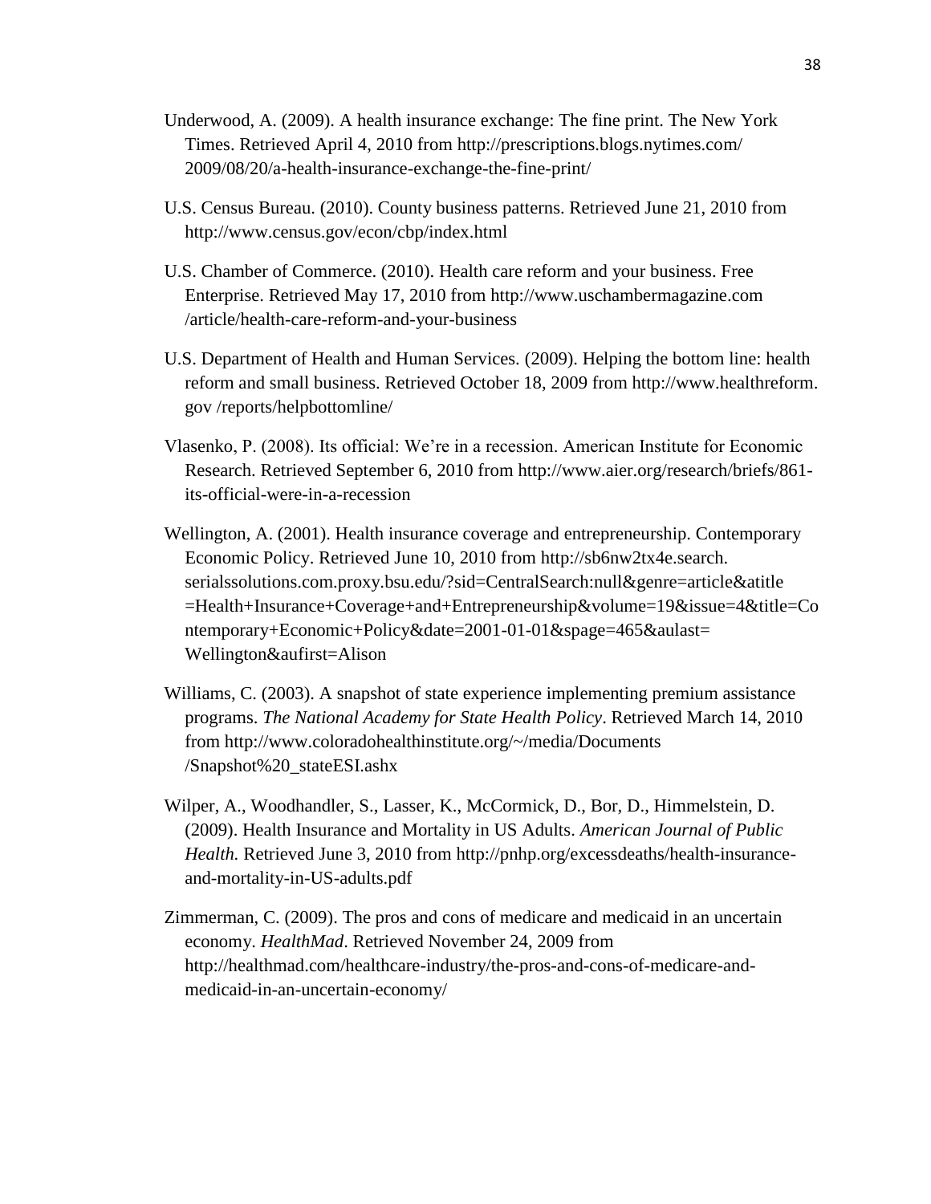Underwood, A. (2009). A health insurance exchange: The fine print. The New York Times. Retrieved April 4, 2010 from http://prescriptions.blogs.nytimes.com/2009/08/20/a-health-insurance-exchange-the-fine-print/

U.S. Census Bureau. (2010). County business patterns. Retrieved June 21, 2010 from http://www.census.gov/econ/cbp/index.html

U.S. Chamber of Commerce. (2010). Health care reform and your business. Free Enterprise. Retrieved May 17, 2010 from http://www.uschambermagazine.com/article/health-care-reform-and-your-business

U.S. Department of Health and Human Services. (2009). Helping the bottom line: health reform and small business. Retrieved October 18, 2009 from http://www.healthreform.gov /reports/helpbottomline/

Vlasenko, P. (2008). Its official: We're in a recession. American Institute for Economic Research. Retrieved September 6, 2010 from http://www.aier.org/research/briefs/861-its-official-were-in-a-recession

Wellington, A. (2001). Health insurance coverage and entrepreneurship. Contemporary Economic Policy. Retrieved June 10, 2010 from http://sb6nw2tx4e.search.serialssolutions.com.proxy.bsu.edu/?sid=CentralSearch:null&genre=article&atitle=Health+Insurance+Coverage+and+Entrepreneurship&volume=19&issue=4&title=Contemporary+Economic+Policy&date=2001-01-01&spage=465&aulast=Wellington&aufirst=Alison

Williams, C. (2003). A snapshot of state experience implementing premium assistance programs. *The National Academy for State Health Policy*. Retrieved March 14, 2010 from http://www.coloradohealthinstitute.org/~/media/Documents/Snapshot%20_stateESI.ashx

Wilper, A., Woodhandler, S., Lasser, K., McCormick, D., Bor, D., Himmelstein, D. (2009). Health Insurance and Mortality in US Adults. *American Journal of Public Health.* Retrieved June 3, 2010 from http://pnhp.org/excessdeaths/health-insurance-and-mortality-in-US-adults.pdf

Zimmerman, C. (2009). The pros and cons of medicare and medicaid in an uncertain economy. *HealthMad*. Retrieved November 24, 2009 from http://healthmad.com/healthcare-industry/the-pros-and-cons-of-medicare-and-medicaid-in-an-uncertain-economy/